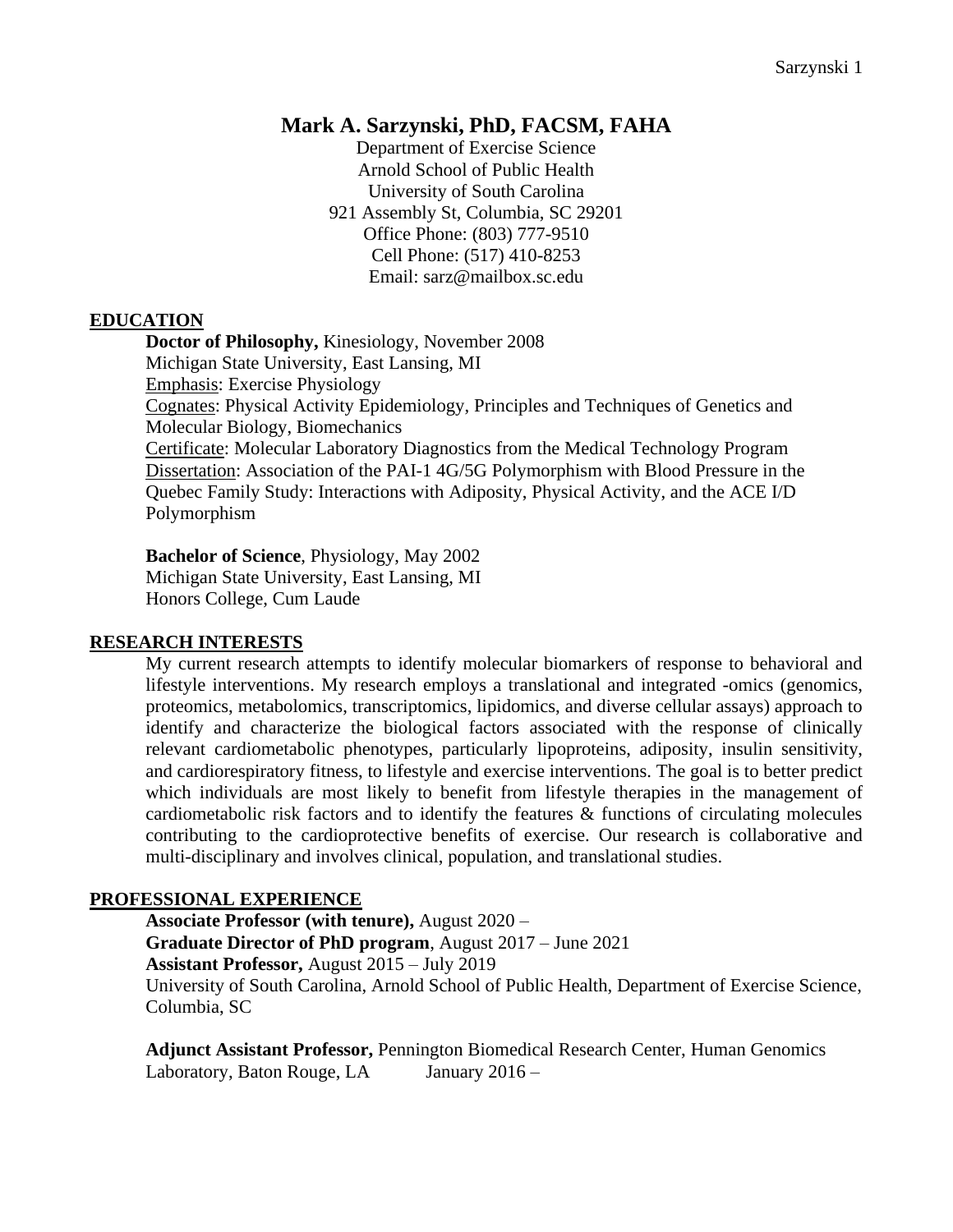# Mark A. Sarzynski, PhD, FACSM, FAHA

Department of Exercise Science
Arnold School of Public Health
University of South Carolina
921 Assembly St, Columbia, SC 29201
Office Phone: (803) 777-9510
Cell Phone: (517) 410-8253
Email: sarz@mailbox.sc.edu

## EDUCATION

**Doctor of Philosophy,** Kinesiology, November 2008
Michigan State University, East Lansing, MI
Emphasis: Exercise Physiology
Cognates: Physical Activity Epidemiology, Principles and Techniques of Genetics and Molecular Biology, Biomechanics
Certificate: Molecular Laboratory Diagnostics from the Medical Technology Program
Dissertation: Association of the PAI-1 4G/5G Polymorphism with Blood Pressure in the Quebec Family Study: Interactions with Adiposity, Physical Activity, and the ACE I/D Polymorphism

**Bachelor of Science**, Physiology, May 2002
Michigan State University, East Lansing, MI
Honors College, Cum Laude

## RESEARCH INTERESTS

My current research attempts to identify molecular biomarkers of response to behavioral and lifestyle interventions. My research employs a translational and integrated -omics (genomics, proteomics, metabolomics, transcriptomics, lipidomics, and diverse cellular assays) approach to identify and characterize the biological factors associated with the response of clinically relevant cardiometabolic phenotypes, particularly lipoproteins, adiposity, insulin sensitivity, and cardiorespiratory fitness, to lifestyle and exercise interventions. The goal is to better predict which individuals are most likely to benefit from lifestyle therapies in the management of cardiometabolic risk factors and to identify the features & functions of circulating molecules contributing to the cardioprotective benefits of exercise. Our research is collaborative and multi-disciplinary and involves clinical, population, and translational studies.

## PROFESSIONAL EXPERIENCE

**Associate Professor (with tenure),** August 2020 –
**Graduate Director of PhD program**, August 2017 – June 2021
**Assistant Professor,** August 2015 – July 2019
University of South Carolina, Arnold School of Public Health, Department of Exercise Science, Columbia, SC

**Adjunct Assistant Professor,** Pennington Biomedical Research Center, Human Genomics Laboratory, Baton Rouge, LA January 2016 –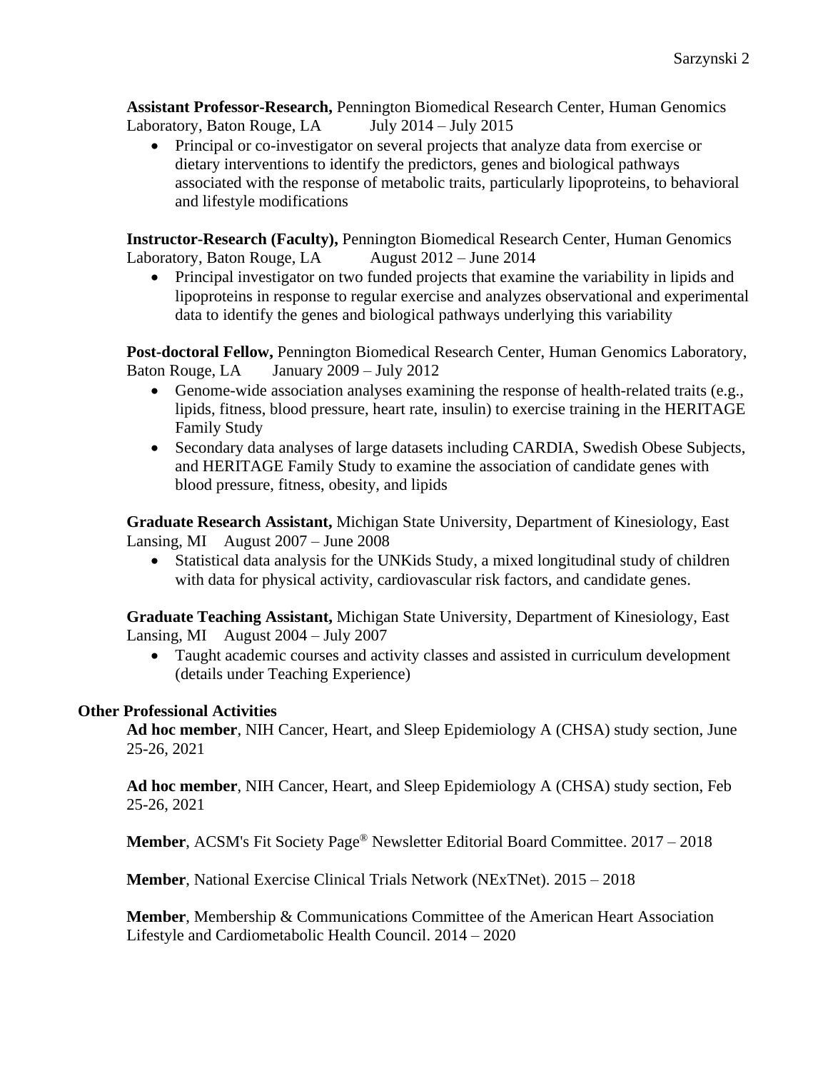**Assistant Professor-Research,** Pennington Biomedical Research Center, Human Genomics Laboratory, Baton Rouge, LA July 2014 – July 2015

- Principal or co-investigator on several projects that analyze data from exercise or dietary interventions to identify the predictors, genes and biological pathways associated with the response of metabolic traits, particularly lipoproteins, to behavioral and lifestyle modifications

**Instructor-Research (Faculty),** Pennington Biomedical Research Center, Human Genomics Laboratory, Baton Rouge, LA August 2012 – June 2014

- Principal investigator on two funded projects that examine the variability in lipids and lipoproteins in response to regular exercise and analyzes observational and experimental data to identify the genes and biological pathways underlying this variability

**Post-doctoral Fellow,** Pennington Biomedical Research Center, Human Genomics Laboratory, Baton Rouge, LA January 2009 – July 2012

- Genome-wide association analyses examining the response of health-related traits (e.g., lipids, fitness, blood pressure, heart rate, insulin) to exercise training in the HERITAGE Family Study
- Secondary data analyses of large datasets including CARDIA, Swedish Obese Subjects, and HERITAGE Family Study to examine the association of candidate genes with blood pressure, fitness, obesity, and lipids

**Graduate Research Assistant,** Michigan State University, Department of Kinesiology, East Lansing, MI August 2007 – June 2008

- Statistical data analysis for the UNKids Study, a mixed longitudinal study of children with data for physical activity, cardiovascular risk factors, and candidate genes.

**Graduate Teaching Assistant,** Michigan State University, Department of Kinesiology, East Lansing, MI August 2004 – July 2007

- Taught academic courses and activity classes and assisted in curriculum development (details under Teaching Experience)

### Other Professional Activities

**Ad hoc member**, NIH Cancer, Heart, and Sleep Epidemiology A (CHSA) study section, June 25-26, 2021

**Ad hoc member**, NIH Cancer, Heart, and Sleep Epidemiology A (CHSA) study section, Feb 25-26, 2021

**Member**, ACSM's Fit Society Page® Newsletter Editorial Board Committee. 2017 – 2018

**Member**, National Exercise Clinical Trials Network (NExTNet). 2015 – 2018

**Member**, Membership & Communications Committee of the American Heart Association Lifestyle and Cardiometabolic Health Council. 2014 – 2020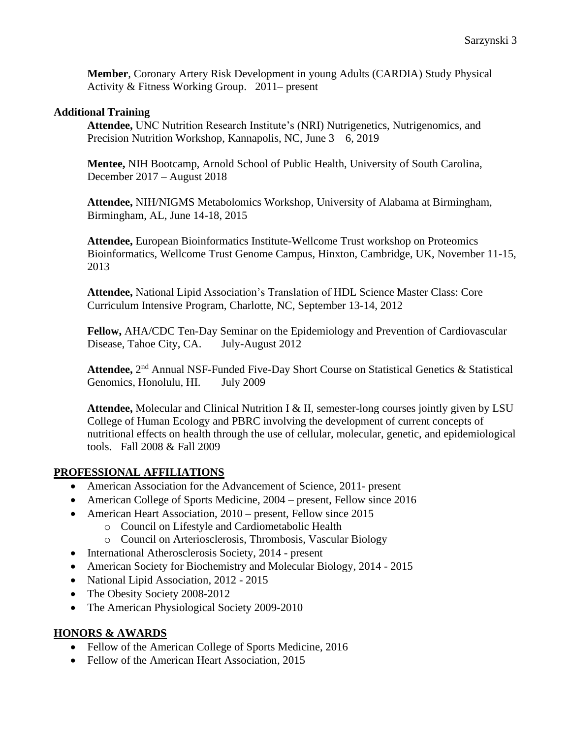**Member**, Coronary Artery Risk Development in young Adults (CARDIA) Study Physical Activity & Fitness Working Group. 2011– present

**Additional Training**

**Attendee,** UNC Nutrition Research Institute's (NRI) Nutrigenetics, Nutrigenomics, and Precision Nutrition Workshop, Kannapolis, NC, June 3 – 6, 2019

**Mentee,** NIH Bootcamp, Arnold School of Public Health, University of South Carolina, December 2017 – August 2018

**Attendee,** NIH/NIGMS Metabolomics Workshop, University of Alabama at Birmingham, Birmingham, AL, June 14-18, 2015

**Attendee,** European Bioinformatics Institute-Wellcome Trust workshop on Proteomics Bioinformatics, Wellcome Trust Genome Campus, Hinxton, Cambridge, UK, November 11-15, 2013

**Attendee,** National Lipid Association's Translation of HDL Science Master Class: Core Curriculum Intensive Program, Charlotte, NC, September 13-14, 2012

**Fellow,** AHA/CDC Ten-Day Seminar on the Epidemiology and Prevention of Cardiovascular Disease, Tahoe City, CA. July-August 2012

**Attendee,** 2nd Annual NSF-Funded Five-Day Short Course on Statistical Genetics & Statistical Genomics, Honolulu, HI. July 2009

**Attendee,** Molecular and Clinical Nutrition I & II, semester-long courses jointly given by LSU College of Human Ecology and PBRC involving the development of current concepts of nutritional effects on health through the use of cellular, molecular, genetic, and epidemiological tools. Fall 2008 & Fall 2009

## PROFESSIONAL AFFILIATIONS

- American Association for the Advancement of Science, 2011- present
- American College of Sports Medicine, 2004 – present, Fellow since 2016
- American Heart Association, 2010 – present, Fellow since 2015
  - Council on Lifestyle and Cardiometabolic Health
  - Council on Arteriosclerosis, Thrombosis, Vascular Biology
- International Atherosclerosis Society, 2014 - present
- American Society for Biochemistry and Molecular Biology, 2014 - 2015
- National Lipid Association, 2012 - 2015
- The Obesity Society 2008-2012
- The American Physiological Society 2009-2010

## HONORS & AWARDS

- Fellow of the American College of Sports Medicine, 2016
- Fellow of the American Heart Association, 2015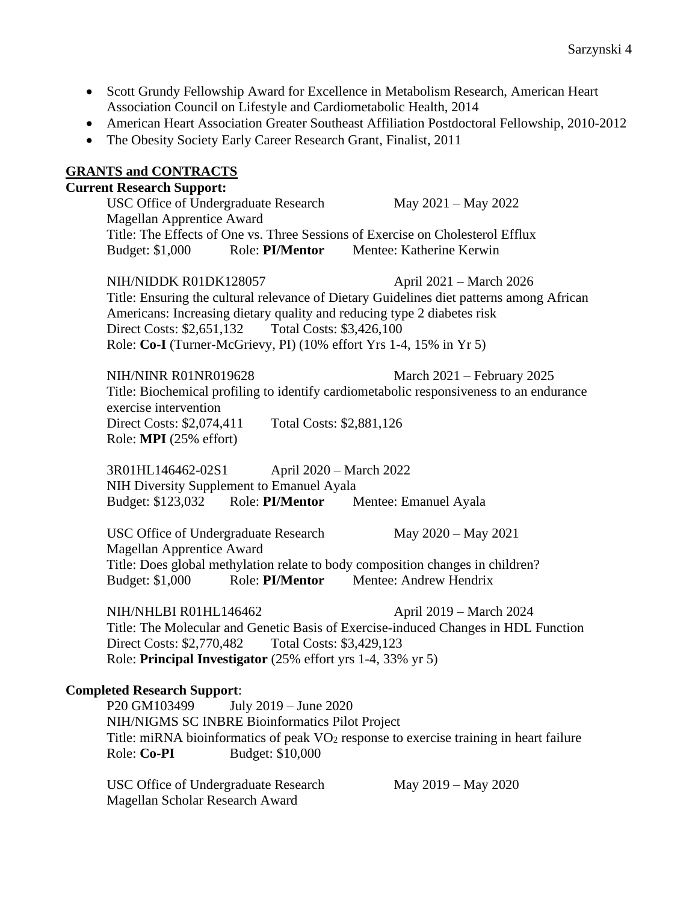- Scott Grundy Fellowship Award for Excellence in Metabolism Research, American Heart Association Council on Lifestyle and Cardiometabolic Health, 2014
- American Heart Association Greater Southeast Affiliation Postdoctoral Fellowship, 2010-2012
- The Obesity Society Early Career Research Grant, Finalist, 2011

## GRANTS and CONTRACTS

**Current Research Support:**

USC Office of Undergraduate Research May 2021 – May 2022
Magellan Apprentice Award
Title: The Effects of One vs. Three Sessions of Exercise on Cholesterol Efflux
Budget: $1,000 Role: **PI/Mentor** Mentee: Katherine Kerwin

NIH/NIDDK R01DK128057 April 2021 – March 2026
Title: Ensuring the cultural relevance of Dietary Guidelines diet patterns among African Americans: Increasing dietary quality and reducing type 2 diabetes risk
Direct Costs: $2,651,132 Total Costs: $3,426,100
Role: **Co-I** (Turner-McGrievy, PI) (10% effort Yrs 1-4, 15% in Yr 5)

NIH/NINR R01NR019628 March 2021 – February 2025
Title: Biochemical profiling to identify cardiometabolic responsiveness to an endurance exercise intervention
Direct Costs: $2,074,411 Total Costs: $2,881,126
Role: **MPI** (25% effort)

3R01HL146462-02S1 April 2020 – March 2022
NIH Diversity Supplement to Emanuel Ayala
Budget: $123,032 Role: **PI/Mentor** Mentee: Emanuel Ayala

USC Office of Undergraduate Research May 2020 – May 2021
Magellan Apprentice Award
Title: Does global methylation relate to body composition changes in children?
Budget: $1,000 Role: **PI/Mentor** Mentee: Andrew Hendrix

NIH/NHLBI R01HL146462 April 2019 – March 2024
Title: The Molecular and Genetic Basis of Exercise-induced Changes in HDL Function
Direct Costs: $2,770,482 Total Costs: $3,429,123
Role: **Principal Investigator** (25% effort yrs 1-4, 33% yr 5)

**Completed Research Support**:

P20 GM103499 July 2019 – June 2020
NIH/NIGMS SC INBRE Bioinformatics Pilot Project
Title: miRNA bioinformatics of peak $VO_2$ response to exercise training in heart failure
Role: **Co-PI** Budget: $10,000

USC Office of Undergraduate Research May 2019 – May 2020
Magellan Scholar Research Award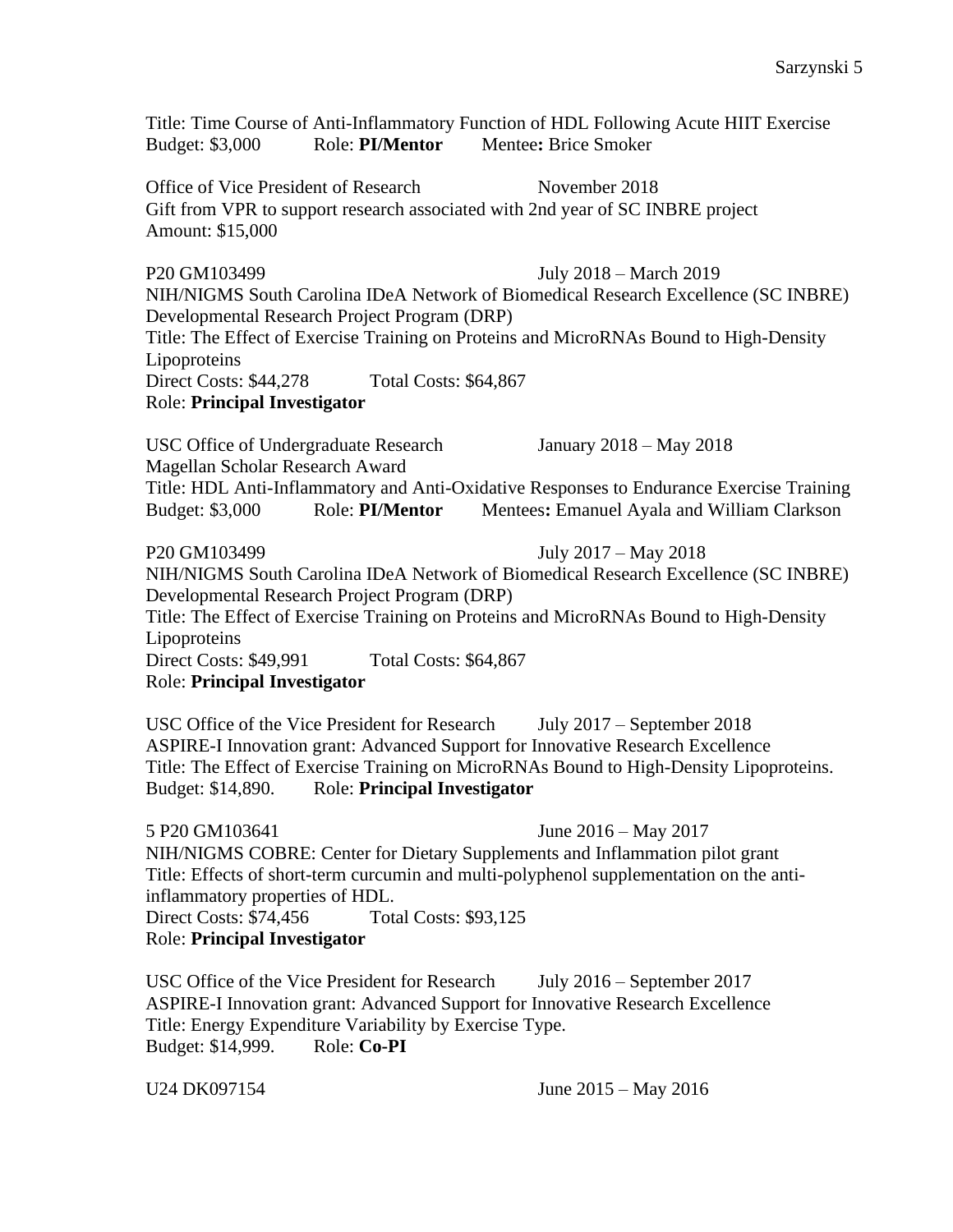Title: Time Course of Anti-Inflammatory Function of HDL Following Acute HIIT Exercise
Budget: $3,000 Role: **PI/Mentor** Mentee**:** Brice Smoker

Office of Vice President of Research November 2018
Gift from VPR to support research associated with 2nd year of SC INBRE project
Amount: $15,000

P20 GM103499 July 2018 – March 2019
NIH/NIGMS South Carolina IDeA Network of Biomedical Research Excellence (SC INBRE) Developmental Research Project Program (DRP)
Title: The Effect of Exercise Training on Proteins and MicroRNAs Bound to High-Density Lipoproteins
Direct Costs: $44,278 Total Costs: $64,867
Role: **Principal Investigator**

USC Office of Undergraduate Research January 2018 – May 2018
Magellan Scholar Research Award
Title: HDL Anti-Inflammatory and Anti-Oxidative Responses to Endurance Exercise Training
Budget: $3,000 Role: **PI/Mentor** Mentees**:** Emanuel Ayala and William Clarkson

P20 GM103499 July 2017 – May 2018
NIH/NIGMS South Carolina IDeA Network of Biomedical Research Excellence (SC INBRE) Developmental Research Project Program (DRP)
Title: The Effect of Exercise Training on Proteins and MicroRNAs Bound to High-Density Lipoproteins
Direct Costs: $49,991 Total Costs: $64,867
Role: **Principal Investigator**

USC Office of the Vice President for Research July 2017 – September 2018
ASPIRE-I Innovation grant: Advanced Support for Innovative Research Excellence
Title: The Effect of Exercise Training on MicroRNAs Bound to High-Density Lipoproteins.
Budget: $14,890. Role: **Principal Investigator**

5 P20 GM103641 June 2016 – May 2017
NIH/NIGMS COBRE: Center for Dietary Supplements and Inflammation pilot grant
Title: Effects of short-term curcumin and multi-polyphenol supplementation on the anti-inflammatory properties of HDL.
Direct Costs: $74,456 Total Costs: $93,125
Role: **Principal Investigator**

USC Office of the Vice President for Research July 2016 – September 2017
ASPIRE-I Innovation grant: Advanced Support for Innovative Research Excellence
Title: Energy Expenditure Variability by Exercise Type.
Budget: $14,999. Role: **Co-PI**

U24 DK097154 June 2015 – May 2016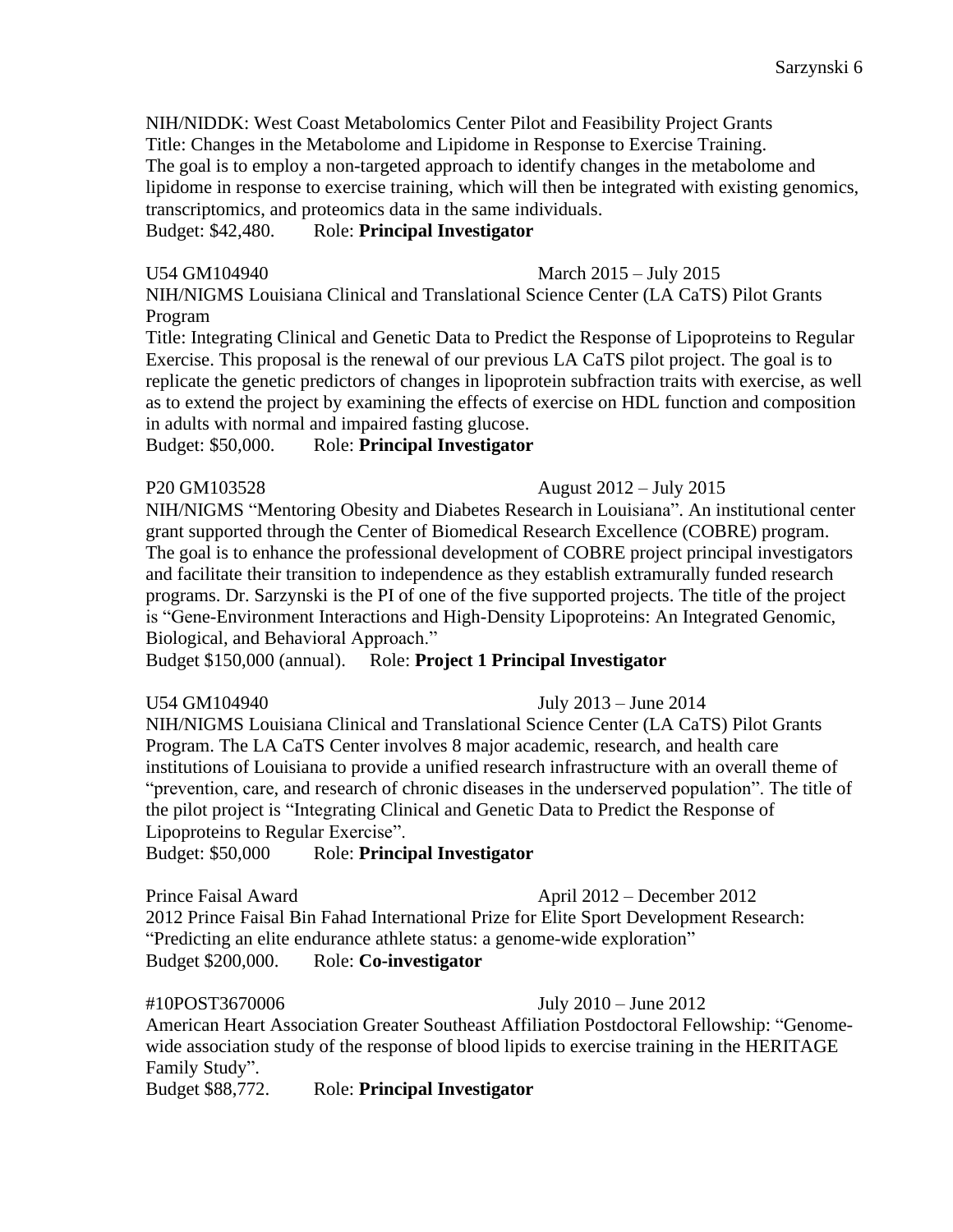NIH/NIDDK: West Coast Metabolomics Center Pilot and Feasibility Project Grants
Title: Changes in the Metabolome and Lipidome in Response to Exercise Training.
The goal is to employ a non-targeted approach to identify changes in the metabolome and lipidome in response to exercise training, which will then be integrated with existing genomics, transcriptomics, and proteomics data in the same individuals.
Budget: $42,480. Role: **Principal Investigator**

U54 GM104940 March 2015 – July 2015
NIH/NIGMS Louisiana Clinical and Translational Science Center (LA CaTS) Pilot Grants Program
Title: Integrating Clinical and Genetic Data to Predict the Response of Lipoproteins to Regular Exercise. This proposal is the renewal of our previous LA CaTS pilot project. The goal is to replicate the genetic predictors of changes in lipoprotein subfraction traits with exercise, as well as to extend the project by examining the effects of exercise on HDL function and composition in adults with normal and impaired fasting glucose.
Budget: $50,000. Role: **Principal Investigator**

P20 GM103528 August 2012 – July 2015
NIH/NIGMS "Mentoring Obesity and Diabetes Research in Louisiana". An institutional center grant supported through the Center of Biomedical Research Excellence (COBRE) program. The goal is to enhance the professional development of COBRE project principal investigators and facilitate their transition to independence as they establish extramurally funded research programs. Dr. Sarzynski is the PI of one of the five supported projects. The title of the project is "Gene-Environment Interactions and High-Density Lipoproteins: An Integrated Genomic, Biological, and Behavioral Approach."
Budget $150,000 (annual). Role: **Project 1 Principal Investigator**

U54 GM104940 July 2013 – June 2014
NIH/NIGMS Louisiana Clinical and Translational Science Center (LA CaTS) Pilot Grants Program. The LA CaTS Center involves 8 major academic, research, and health care institutions of Louisiana to provide a unified research infrastructure with an overall theme of "prevention, care, and research of chronic diseases in the underserved population". The title of the pilot project is "Integrating Clinical and Genetic Data to Predict the Response of Lipoproteins to Regular Exercise".
Budget: $50,000 Role: **Principal Investigator**

Prince Faisal Award April 2012 – December 2012
2012 Prince Faisal Bin Fahad International Prize for Elite Sport Development Research: "Predicting an elite endurance athlete status: a genome-wide exploration"
Budget $200,000. Role: **Co-investigator**

#10POST3670006 July 2010 – June 2012
American Heart Association Greater Southeast Affiliation Postdoctoral Fellowship: "Genome-wide association study of the response of blood lipids to exercise training in the HERITAGE Family Study".
Budget $88,772. Role: **Principal Investigator**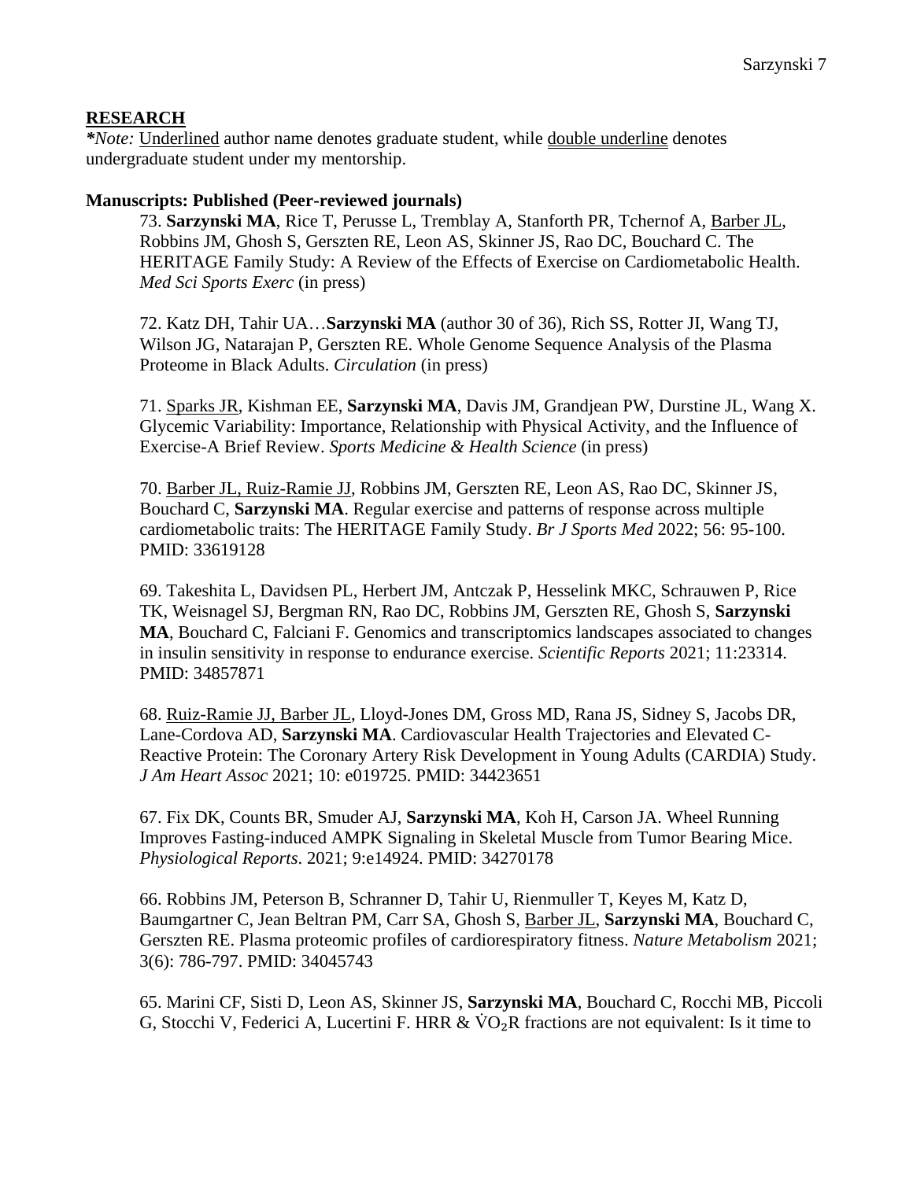## RESEARCH

*\*Note:* Underlined author name denotes graduate student, while double underline denotes undergraduate student under my mentorship.

### Manuscripts: Published (Peer-reviewed journals)

73. **Sarzynski MA**, Rice T, Perusse L, Tremblay A, Stanforth PR, Tchernof A, Barber JL, Robbins JM, Ghosh S, Gerszten RE, Leon AS, Skinner JS, Rao DC, Bouchard C. The HERITAGE Family Study: A Review of the Effects of Exercise on Cardiometabolic Health. *Med Sci Sports Exerc* (in press)

72. Katz DH, Tahir UA…**Sarzynski MA** (author 30 of 36), Rich SS, Rotter JI, Wang TJ, Wilson JG, Natarajan P, Gerszten RE. Whole Genome Sequence Analysis of the Plasma Proteome in Black Adults. *Circulation* (in press)

71. Sparks JR, Kishman EE, **Sarzynski MA**, Davis JM, Grandjean PW, Durstine JL, Wang X. Glycemic Variability: Importance, Relationship with Physical Activity, and the Influence of Exercise-A Brief Review. *Sports Medicine & Health Science* (in press)

70. Barber JL, Ruiz-Ramie JJ, Robbins JM, Gerszten RE, Leon AS, Rao DC, Skinner JS, Bouchard C, **Sarzynski MA**. Regular exercise and patterns of response across multiple cardiometabolic traits: The HERITAGE Family Study. *Br J Sports Med* 2022; 56: 95-100. PMID: 33619128

69. Takeshita L, Davidsen PL, Herbert JM, Antczak P, Hesselink MKC, Schrauwen P, Rice TK, Weisnagel SJ, Bergman RN, Rao DC, Robbins JM, Gerszten RE, Ghosh S, **Sarzynski MA**, Bouchard C, Falciani F. Genomics and transcriptomics landscapes associated to changes in insulin sensitivity in response to endurance exercise. *Scientific Reports* 2021; 11:23314. PMID: 34857871

68. Ruiz-Ramie JJ, Barber JL, Lloyd-Jones DM, Gross MD, Rana JS, Sidney S, Jacobs DR, Lane-Cordova AD, **Sarzynski MA**. Cardiovascular Health Trajectories and Elevated C-Reactive Protein: The Coronary Artery Risk Development in Young Adults (CARDIA) Study. *J Am Heart Assoc* 2021; 10: e019725. PMID: 34423651

67. Fix DK, Counts BR, Smuder AJ, **Sarzynski MA**, Koh H, Carson JA. Wheel Running Improves Fasting-induced AMPK Signaling in Skeletal Muscle from Tumor Bearing Mice. *Physiological Reports*. 2021; 9:e14924. PMID: 34270178

66. Robbins JM, Peterson B, Schranner D, Tahir U, Rienmuller T, Keyes M, Katz D, Baumgartner C, Jean Beltran PM, Carr SA, Ghosh S, Barber JL, **Sarzynski MA**, Bouchard C, Gerszten RE. Plasma proteomic profiles of cardiorespiratory fitness. *Nature Metabolism* 2021; 3(6): 786-797. PMID: 34045743

65. Marini CF, Sisti D, Leon AS, Skinner JS, **Sarzynski MA**, Bouchard C, Rocchi MB, Piccoli G, Stocchi V, Federici A, Lucertini F. HRR & $\dot{V}O_2R$ fractions are not equivalent: Is it time to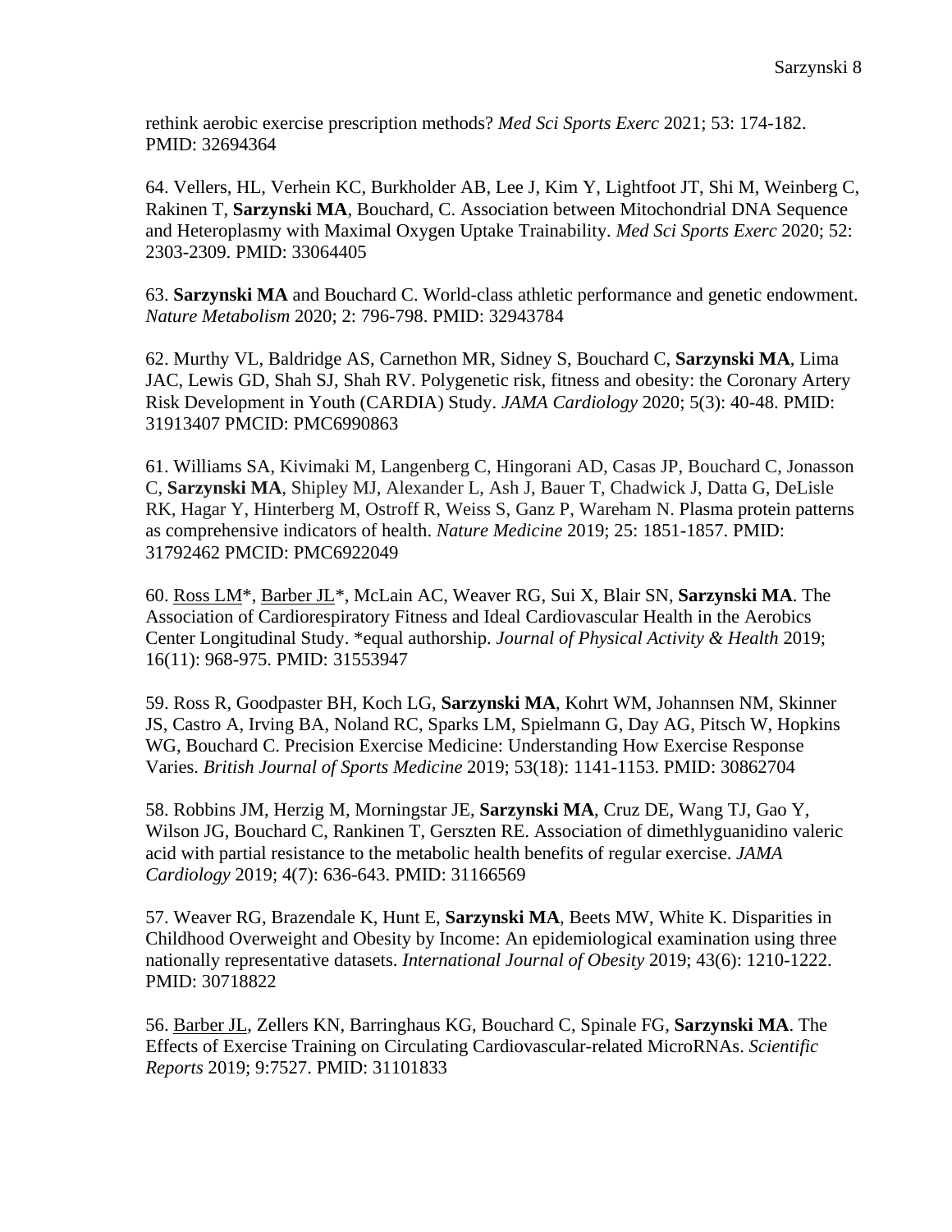rethink aerobic exercise prescription methods? *Med Sci Sports Exerc* 2021; 53: 174-182. PMID: 32694364

64. Vellers, HL, Verhein KC, Burkholder AB, Lee J, Kim Y, Lightfoot JT, Shi M, Weinberg C, Rakinen T, **Sarzynski MA**, Bouchard, C. Association between Mitochondrial DNA Sequence and Heteroplasmy with Maximal Oxygen Uptake Trainability. *Med Sci Sports Exerc* 2020; 52: 2303-2309. PMID: 33064405

63. **Sarzynski MA** and Bouchard C. World-class athletic performance and genetic endowment. *Nature Metabolism* 2020; 2: 796-798. PMID: 32943784

62. Murthy VL, Baldridge AS, Carnethon MR, Sidney S, Bouchard C, **Sarzynski MA**, Lima JAC, Lewis GD, Shah SJ, Shah RV. Polygenetic risk, fitness and obesity: the Coronary Artery Risk Development in Youth (CARDIA) Study. *JAMA Cardiology* 2020; 5(3): 40-48. PMID: 31913407 PMCID: PMC6990863

61. Williams SA, Kivimaki M, Langenberg C, Hingorani AD, Casas JP, Bouchard C, Jonasson C, **Sarzynski MA**, Shipley MJ, Alexander L, Ash J, Bauer T, Chadwick J, Datta G, DeLisle RK, Hagar Y, Hinterberg M, Ostroff R, Weiss S, Ganz P, Wareham N. Plasma protein patterns as comprehensive indicators of health. *Nature Medicine* 2019; 25: 1851-1857. PMID: 31792462 PMCID: PMC6922049

60. <u>Ross LM</u>*, <u>Barber JL</u>*, McLain AC, Weaver RG, Sui X, Blair SN, **Sarzynski MA**. The Association of Cardiorespiratory Fitness and Ideal Cardiovascular Health in the Aerobics Center Longitudinal Study. *equal authorship. *Journal of Physical Activity & Health* 2019; 16(11): 968-975. PMID: 31553947

59. Ross R, Goodpaster BH, Koch LG, **Sarzynski MA**, Kohrt WM, Johannsen NM, Skinner JS, Castro A, Irving BA, Noland RC, Sparks LM, Spielmann G, Day AG, Pitsch W, Hopkins WG, Bouchard C. Precision Exercise Medicine: Understanding How Exercise Response Varies. *British Journal of Sports Medicine* 2019; 53(18): 1141-1153. PMID: 30862704

58. Robbins JM, Herzig M, Morningstar JE, **Sarzynski MA**, Cruz DE, Wang TJ, Gao Y, Wilson JG, Bouchard C, Rankinen T, Gerszten RE. Association of dimethlyguanidino valeric acid with partial resistance to the metabolic health benefits of regular exercise. *JAMA Cardiology* 2019; 4(7): 636-643. PMID: 31166569

57. Weaver RG, Brazendale K, Hunt E, **Sarzynski MA**, Beets MW, White K. Disparities in Childhood Overweight and Obesity by Income: An epidemiological examination using three nationally representative datasets. *International Journal of Obesity* 2019; 43(6): 1210-1222. PMID: 30718822

56. <u>Barber JL</u>, Zellers KN, Barringhaus KG, Bouchard C, Spinale FG, **Sarzynski MA**. The Effects of Exercise Training on Circulating Cardiovascular-related MicroRNAs. *Scientific Reports* 2019; 9:7527. PMID: 31101833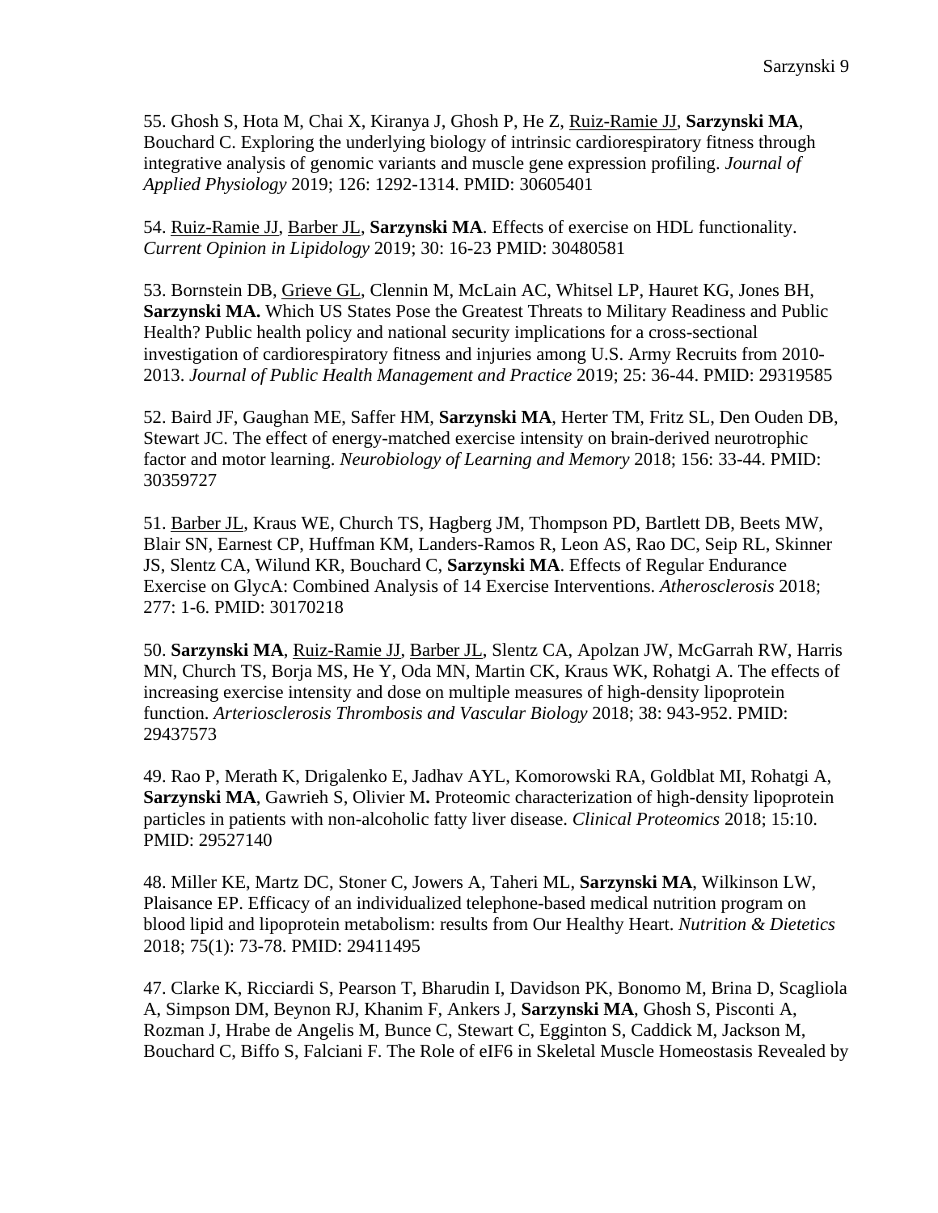55. Ghosh S, Hota M, Chai X, Kiranya J, Ghosh P, He Z, <u>Ruiz-Ramie JJ</u>, **Sarzynski MA**, Bouchard C. Exploring the underlying biology of intrinsic cardiorespiratory fitness through integrative analysis of genomic variants and muscle gene expression profiling. *Journal of Applied Physiology* 2019; 126: 1292-1314. PMID: 30605401

54. <u>Ruiz-Ramie JJ</u>, <u>Barber JL</u>, **Sarzynski MA**. Effects of exercise on HDL functionality. *Current Opinion in Lipidology* 2019; 30: 16-23 PMID: 30480581

53. Bornstein DB, <u>Grieve GL</u>, Clennin M, McLain AC, Whitsel LP, Hauret KG, Jones BH, **Sarzynski MA.** Which US States Pose the Greatest Threats to Military Readiness and Public Health? Public health policy and national security implications for a cross-sectional investigation of cardiorespiratory fitness and injuries among U.S. Army Recruits from 2010-2013. *Journal of Public Health Management and Practice* 2019; 25: 36-44. PMID: 29319585

52. Baird JF, Gaughan ME, Saffer HM, **Sarzynski MA**, Herter TM, Fritz SL, Den Ouden DB, Stewart JC. The effect of energy-matched exercise intensity on brain-derived neurotrophic factor and motor learning. *Neurobiology of Learning and Memory* 2018; 156: 33-44. PMID: 30359727

51. <u>Barber JL</u>, Kraus WE, Church TS, Hagberg JM, Thompson PD, Bartlett DB, Beets MW, Blair SN, Earnest CP, Huffman KM, Landers-Ramos R, Leon AS, Rao DC, Seip RL, Skinner JS, Slentz CA, Wilund KR, Bouchard C, **Sarzynski MA**. Effects of Regular Endurance Exercise on GlycA: Combined Analysis of 14 Exercise Interventions. *Atherosclerosis* 2018; 277: 1-6. PMID: 30170218

50. **Sarzynski MA**, <u>Ruiz-Ramie JJ</u>, <u>Barber JL</u>, Slentz CA, Apolzan JW, McGarrah RW, Harris MN, Church TS, Borja MS, He Y, Oda MN, Martin CK, Kraus WK, Rohatgi A. The effects of increasing exercise intensity and dose on multiple measures of high-density lipoprotein function. *Arteriosclerosis Thrombosis and Vascular Biology* 2018; 38: 943-952. PMID: 29437573

49. Rao P, Merath K, Drigalenko E, Jadhav AYL, Komorowski RA, Goldblat MI, Rohatgi A, **Sarzynski MA**, Gawrieh S, Olivier M**.** Proteomic characterization of high-density lipoprotein particles in patients with non-alcoholic fatty liver disease. *Clinical Proteomics* 2018; 15:10. PMID: 29527140

48. Miller KE, Martz DC, Stoner C, Jowers A, Taheri ML, **Sarzynski MA**, Wilkinson LW, Plaisance EP. Efficacy of an individualized telephone-based medical nutrition program on blood lipid and lipoprotein metabolism: results from Our Healthy Heart. *Nutrition & Dietetics* 2018; 75(1): 73-78. PMID: 29411495

47. Clarke K, Ricciardi S, Pearson T, Bharudin I, Davidson PK, Bonomo M, Brina D, Scagliola A, Simpson DM, Beynon RJ, Khanim F, Ankers J, **Sarzynski MA**, Ghosh S, Pisconti A, Rozman J, Hrabe de Angelis M, Bunce C, Stewart C, Egginton S, Caddick M, Jackson M, Bouchard C, Biffo S, Falciani F. The Role of eIF6 in Skeletal Muscle Homeostasis Revealed by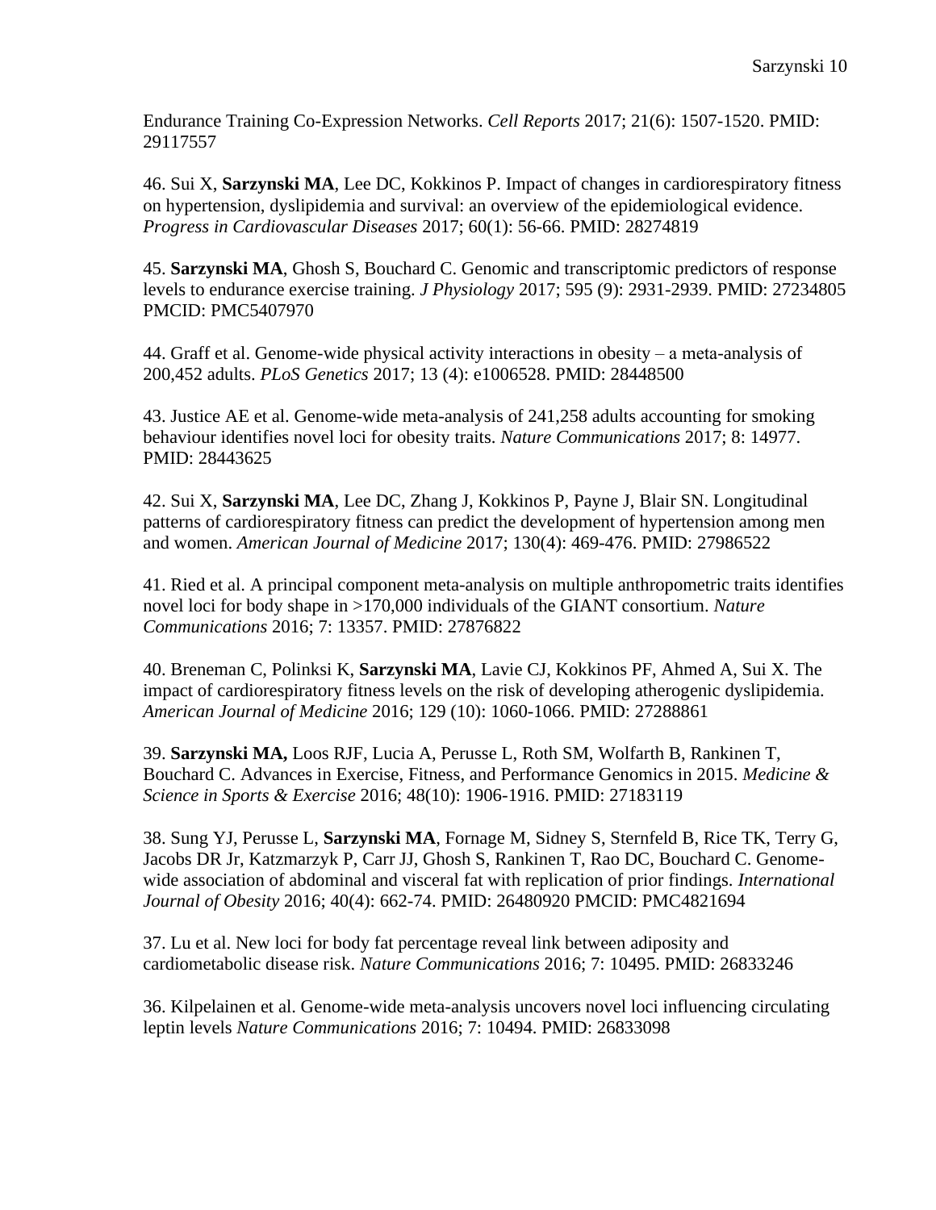Endurance Training Co-Expression Networks. *Cell Reports* 2017; 21(6): 1507-1520. PMID: 29117557

46. Sui X, **Sarzynski MA**, Lee DC, Kokkinos P. Impact of changes in cardiorespiratory fitness on hypertension, dyslipidemia and survival: an overview of the epidemiological evidence. *Progress in Cardiovascular Diseases* 2017; 60(1): 56-66. PMID: 28274819

45. **Sarzynski MA**, Ghosh S, Bouchard C. Genomic and transcriptomic predictors of response levels to endurance exercise training. *J Physiology* 2017; 595 (9): 2931-2939. PMID: 27234805 PMCID: PMC5407970

44. Graff et al. Genome-wide physical activity interactions in obesity – a meta-analysis of 200,452 adults. *PLoS Genetics* 2017; 13 (4): e1006528. PMID: 28448500

43. Justice AE et al. Genome-wide meta-analysis of 241,258 adults accounting for smoking behaviour identifies novel loci for obesity traits. *Nature Communications* 2017; 8: 14977. PMID: 28443625

42. Sui X, **Sarzynski MA**, Lee DC, Zhang J, Kokkinos P, Payne J, Blair SN. Longitudinal patterns of cardiorespiratory fitness can predict the development of hypertension among men and women. *American Journal of Medicine* 2017; 130(4): 469-476. PMID: 27986522

41. Ried et al. A principal component meta-analysis on multiple anthropometric traits identifies novel loci for body shape in >170,000 individuals of the GIANT consortium. *Nature Communications* 2016; 7: 13357. PMID: 27876822

40. Breneman C, Polinksi K, **Sarzynski MA**, Lavie CJ, Kokkinos PF, Ahmed A, Sui X. The impact of cardiorespiratory fitness levels on the risk of developing atherogenic dyslipidemia. *American Journal of Medicine* 2016; 129 (10): 1060-1066. PMID: 27288861

39. **Sarzynski MA,** Loos RJF, Lucia A, Perusse L, Roth SM, Wolfarth B, Rankinen T, Bouchard C. Advances in Exercise, Fitness, and Performance Genomics in 2015. *Medicine & Science in Sports & Exercise* 2016; 48(10): 1906-1916. PMID: 27183119

38. Sung YJ, Perusse L, **Sarzynski MA**, Fornage M, Sidney S, Sternfeld B, Rice TK, Terry G, Jacobs DR Jr, Katzmarzyk P, Carr JJ, Ghosh S, Rankinen T, Rao DC, Bouchard C. Genome-wide association of abdominal and visceral fat with replication of prior findings. *International Journal of Obesity* 2016; 40(4): 662-74. PMID: 26480920 PMCID: PMC4821694

37. Lu et al. New loci for body fat percentage reveal link between adiposity and cardiometabolic disease risk. *Nature Communications* 2016; 7: 10495. PMID: 26833246

36. Kilpelainen et al. Genome-wide meta-analysis uncovers novel loci influencing circulating leptin levels *Nature Communications* 2016; 7: 10494. PMID: 26833098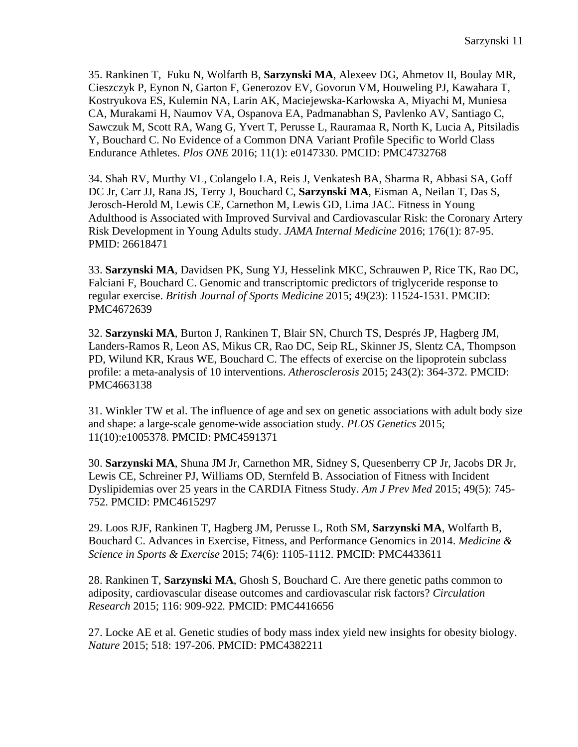35. Rankinen T, Fuku N, Wolfarth B, **Sarzynski MA**, Alexeev DG, Ahmetov II, Boulay MR, Cieszczyk P, Eynon N, Garton F, Generozov EV, Govorun VM, Houweling PJ, Kawahara T, Kostryukova ES, Kulemin NA, Larin AK, Maciejewska-Karłowska A, Miyachi M, Muniesa CA, Murakami H, Naumov VA, Ospanova EA, Padmanabhan S, Pavlenko AV, Santiago C, Sawczuk M, Scott RA, Wang G, Yvert T, Perusse L, Rauramaa R, North K, Lucia A, Pitsiladis Y, Bouchard C. No Evidence of a Common DNA Variant Profile Specific to World Class Endurance Athletes. *Plos ONE* 2016; 11(1): e0147330. PMCID: PMC4732768

34. Shah RV, Murthy VL, Colangelo LA, Reis J, Venkatesh BA, Sharma R, Abbasi SA, Goff DC Jr, Carr JJ, Rana JS, Terry J, Bouchard C, **Sarzynski MA**, Eisman A, Neilan T, Das S, Jerosch-Herold M, Lewis CE, Carnethon M, Lewis GD, Lima JAC. Fitness in Young Adulthood is Associated with Improved Survival and Cardiovascular Risk: the Coronary Artery Risk Development in Young Adults study. *JAMA Internal Medicine* 2016; 176(1): 87-95. PMID: 26618471

33. **Sarzynski MA**, Davidsen PK, Sung YJ, Hesselink MKC, Schrauwen P, Rice TK, Rao DC, Falciani F, Bouchard C. Genomic and transcriptomic predictors of triglyceride response to regular exercise. *British Journal of Sports Medicine* 2015; 49(23): 11524-1531. PMCID: PMC4672639

32. **Sarzynski MA**, Burton J, Rankinen T, Blair SN, Church TS, Després JP, Hagberg JM, Landers-Ramos R, Leon AS, Mikus CR, Rao DC, Seip RL, Skinner JS, Slentz CA, Thompson PD, Wilund KR, Kraus WE, Bouchard C. The effects of exercise on the lipoprotein subclass profile: a meta-analysis of 10 interventions. *Atherosclerosis* 2015; 243(2): 364-372. PMCID: PMC4663138

31. Winkler TW et al. The influence of age and sex on genetic associations with adult body size and shape: a large-scale genome-wide association study. *PLOS Genetics* 2015; 11(10):e1005378. PMCID: PMC4591371

30. **Sarzynski MA**, Shuna JM Jr, Carnethon MR, Sidney S, Quesenberry CP Jr, Jacobs DR Jr, Lewis CE, Schreiner PJ, Williams OD, Sternfeld B. Association of Fitness with Incident Dyslipidemias over 25 years in the CARDIA Fitness Study. *Am J Prev Med* 2015; 49(5): 745-752. PMCID: PMC4615297

29. Loos RJF, Rankinen T, Hagberg JM, Perusse L, Roth SM, **Sarzynski MA**, Wolfarth B, Bouchard C. Advances in Exercise, Fitness, and Performance Genomics in 2014. *Medicine & Science in Sports & Exercise* 2015; 74(6): 1105-1112. PMCID: PMC4433611

28. Rankinen T, **Sarzynski MA**, Ghosh S, Bouchard C. Are there genetic paths common to adiposity, cardiovascular disease outcomes and cardiovascular risk factors? *Circulation Research* 2015; 116: 909-922*.* PMCID: PMC4416656

27. Locke AE et al. Genetic studies of body mass index yield new insights for obesity biology. *Nature* 2015; 518: 197-206. PMCID: PMC4382211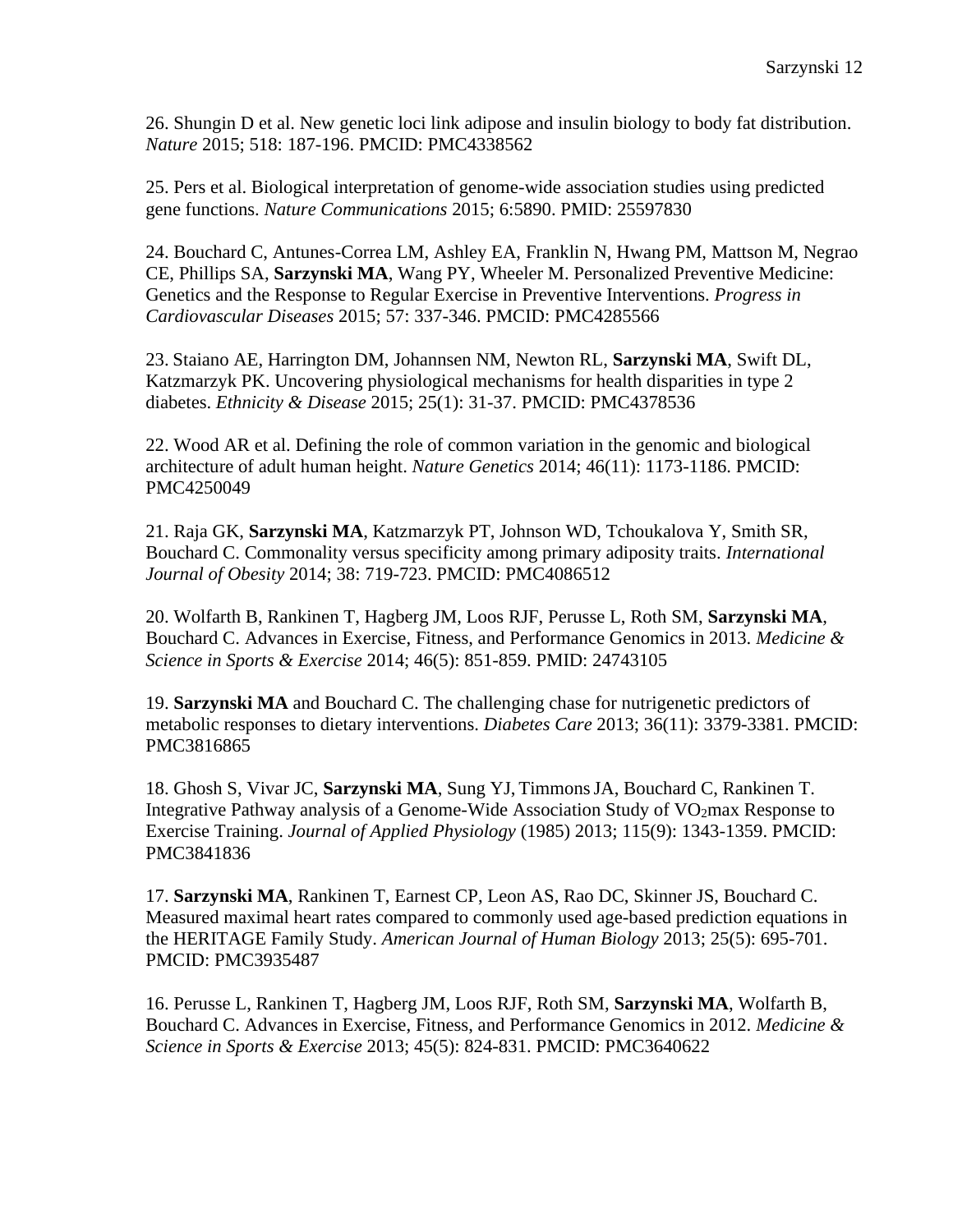26. Shungin D et al. New genetic loci link adipose and insulin biology to body fat distribution. *Nature* 2015; 518: 187-196. PMCID: PMC4338562

25. Pers et al. Biological interpretation of genome-wide association studies using predicted gene functions. *Nature Communications* 2015; 6:5890. PMID: 25597830

24. Bouchard C, Antunes-Correa LM, Ashley EA, Franklin N, Hwang PM, Mattson M, Negrao CE, Phillips SA, **Sarzynski MA**, Wang PY, Wheeler M. Personalized Preventive Medicine: Genetics and the Response to Regular Exercise in Preventive Interventions. *Progress in Cardiovascular Diseases* 2015; 57: 337-346. PMCID: PMC4285566

23. Staiano AE, Harrington DM, Johannsen NM, Newton RL, **Sarzynski MA**, Swift DL, Katzmarzyk PK. Uncovering physiological mechanisms for health disparities in type 2 diabetes. *Ethnicity & Disease* 2015; 25(1): 31-37. PMCID: PMC4378536

22. Wood AR et al. Defining the role of common variation in the genomic and biological architecture of adult human height. *Nature Genetics* 2014; 46(11): 1173-1186. PMCID: PMC4250049

21. Raja GK, **Sarzynski MA**, Katzmarzyk PT, Johnson WD, Tchoukalova Y, Smith SR, Bouchard C. Commonality versus specificity among primary adiposity traits. *International Journal of Obesity* 2014; 38: 719-723. PMCID: PMC4086512

20. Wolfarth B, Rankinen T, Hagberg JM, Loos RJF, Perusse L, Roth SM, **Sarzynski MA**, Bouchard C. Advances in Exercise, Fitness, and Performance Genomics in 2013. *Medicine & Science in Sports & Exercise* 2014; 46(5): 851-859. PMID: 24743105

19. **Sarzynski MA** and Bouchard C. The challenging chase for nutrigenetic predictors of metabolic responses to dietary interventions. *Diabetes Care* 2013; 36(11): 3379-3381. PMCID: PMC3816865

18. Ghosh S, Vivar JC, **Sarzynski MA**, Sung YJ, Timmons JA, Bouchard C, Rankinen T. Integrative Pathway analysis of a Genome-Wide Association Study of $VO_2$max Response to Exercise Training. *Journal of Applied Physiology* (1985) 2013; 115(9): 1343-1359. PMCID: PMC3841836

17. **Sarzynski MA**, Rankinen T, Earnest CP, Leon AS, Rao DC, Skinner JS, Bouchard C. Measured maximal heart rates compared to commonly used age-based prediction equations in the HERITAGE Family Study. *American Journal of Human Biology* 2013; 25(5): 695-701. PMCID: PMC3935487

16. Perusse L, Rankinen T, Hagberg JM, Loos RJF, Roth SM, **Sarzynski MA**, Wolfarth B, Bouchard C. Advances in Exercise, Fitness, and Performance Genomics in 2012. *Medicine & Science in Sports & Exercise* 2013; 45(5): 824-831. PMCID: PMC3640622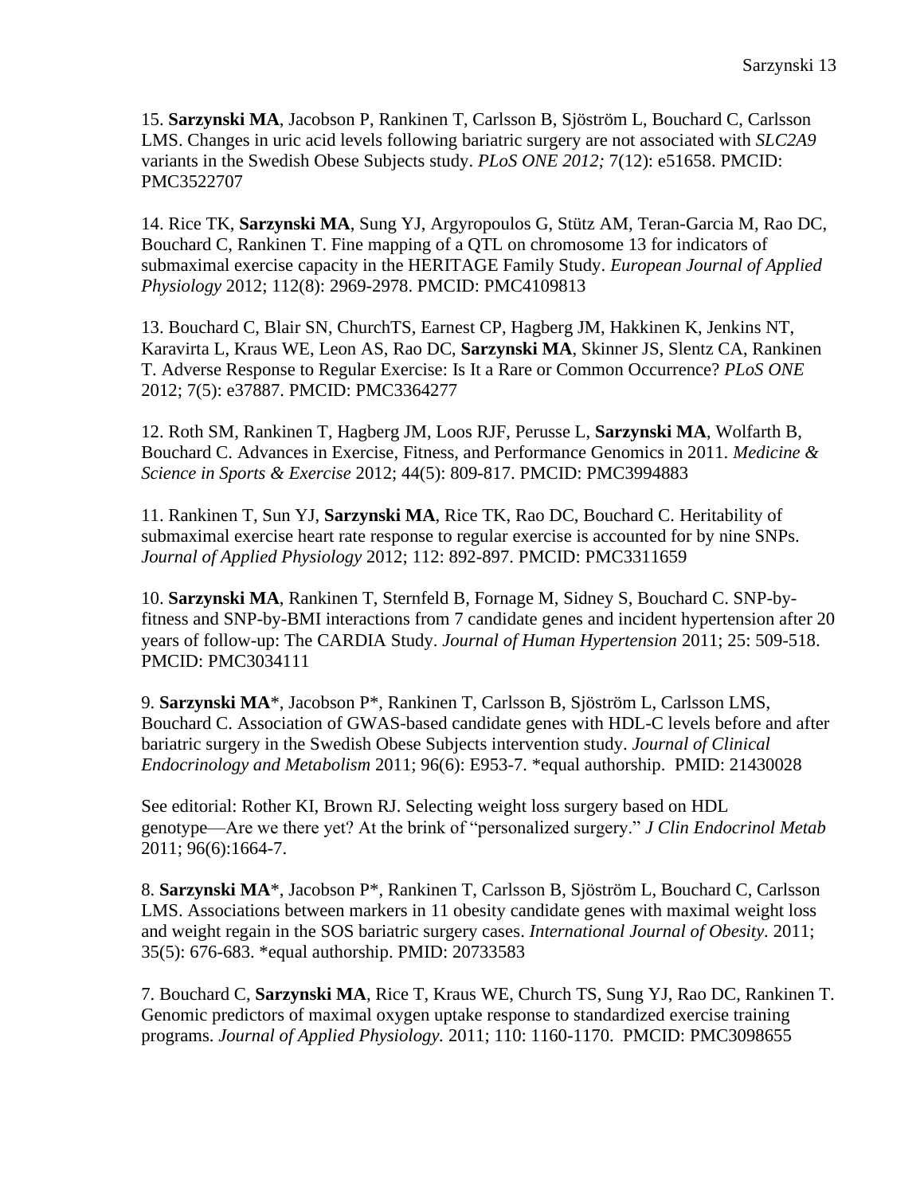15. **Sarzynski MA**, Jacobson P, Rankinen T, Carlsson B, Sjöström L, Bouchard C, Carlsson LMS. Changes in uric acid levels following bariatric surgery are not associated with *SLC2A9* variants in the Swedish Obese Subjects study. *PLoS ONE 2012;* 7(12): e51658. PMCID: PMC3522707

14. Rice TK, **Sarzynski MA**, Sung YJ, Argyropoulos G, Stütz AM, Teran-Garcia M, Rao DC, Bouchard C, Rankinen T. Fine mapping of a QTL on chromosome 13 for indicators of submaximal exercise capacity in the HERITAGE Family Study. *European Journal of Applied Physiology* 2012; 112(8): 2969-2978. PMCID: PMC4109813

13. Bouchard C, Blair SN, ChurchTS, Earnest CP, Hagberg JM, Hakkinen K, Jenkins NT, Karavirta L, Kraus WE, Leon AS, Rao DC, **Sarzynski MA**, Skinner JS, Slentz CA, Rankinen T. Adverse Response to Regular Exercise: Is It a Rare or Common Occurrence? *PLoS ONE* 2012; 7(5): e37887. PMCID: PMC3364277

12. Roth SM, Rankinen T, Hagberg JM, Loos RJF, Perusse L, **Sarzynski MA**, Wolfarth B, Bouchard C. Advances in Exercise, Fitness, and Performance Genomics in 2011. *Medicine & Science in Sports & Exercise* 2012; 44(5): 809-817. PMCID: PMC3994883

11. Rankinen T, Sun YJ, **Sarzynski MA**, Rice TK, Rao DC, Bouchard C. Heritability of submaximal exercise heart rate response to regular exercise is accounted for by nine SNPs. *Journal of Applied Physiology* 2012; 112: 892-897. PMCID: PMC3311659

10. **Sarzynski MA**, Rankinen T, Sternfeld B, Fornage M, Sidney S, Bouchard C. SNP-by-fitness and SNP-by-BMI interactions from 7 candidate genes and incident hypertension after 20 years of follow-up: The CARDIA Study. *Journal of Human Hypertension* 2011; 25: 509-518. PMCID: PMC3034111

9. **Sarzynski MA***, Jacobson P*, Rankinen T, Carlsson B, Sjöström L, Carlsson LMS, Bouchard C. Association of GWAS-based candidate genes with HDL-C levels before and after bariatric surgery in the Swedish Obese Subjects intervention study. *Journal of Clinical Endocrinology and Metabolism* 2011; 96(6): E953-7. *equal authorship. PMID: 21430028

See editorial: Rother KI, Brown RJ. Selecting weight loss surgery based on HDL genotype—Are we there yet? At the brink of "personalized surgery." *J Clin Endocrinol Metab* 2011; 96(6):1664-7.

8. **Sarzynski MA***, Jacobson P*, Rankinen T, Carlsson B, Sjöström L, Bouchard C, Carlsson LMS. Associations between markers in 11 obesity candidate genes with maximal weight loss and weight regain in the SOS bariatric surgery cases. *International Journal of Obesity*. 2011; 35(5): 676-683. *equal authorship. PMID: 20733583

7. Bouchard C, **Sarzynski MA**, Rice T, Kraus WE, Church TS, Sung YJ, Rao DC, Rankinen T. Genomic predictors of maximal oxygen uptake response to standardized exercise training programs. *Journal of Applied Physiology.* 2011; 110: 1160-1170. PMCID: PMC3098655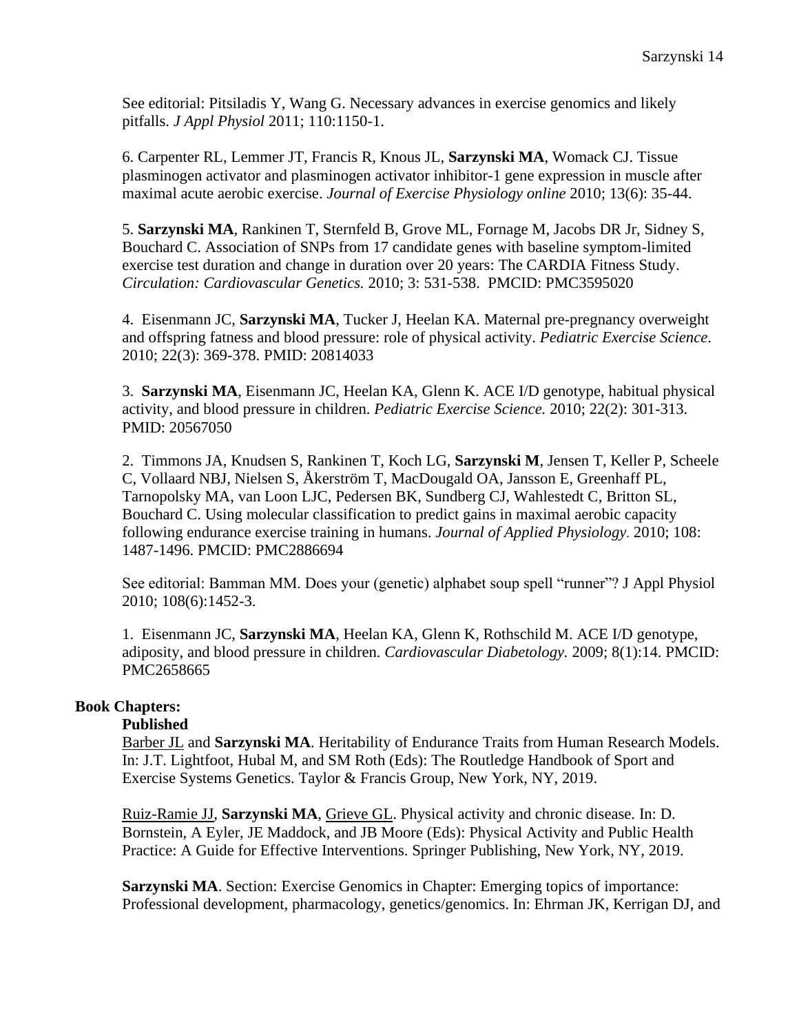See editorial: Pitsiladis Y, Wang G. Necessary advances in exercise genomics and likely pitfalls. *J Appl Physiol* 2011; 110:1150-1.

6. Carpenter RL, Lemmer JT, Francis R, Knous JL, **Sarzynski MA**, Womack CJ. Tissue plasminogen activator and plasminogen activator inhibitor-1 gene expression in muscle after maximal acute aerobic exercise. *Journal of Exercise Physiology online* 2010; 13(6): 35-44.

5. **Sarzynski MA**, Rankinen T, Sternfeld B, Grove ML, Fornage M, Jacobs DR Jr, Sidney S, Bouchard C. Association of SNPs from 17 candidate genes with baseline symptom-limited exercise test duration and change in duration over 20 years: The CARDIA Fitness Study. *Circulation: Cardiovascular Genetics.* 2010; 3: 531-538. PMCID: PMC3595020

4. Eisenmann JC, **Sarzynski MA**, Tucker J, Heelan KA. Maternal pre-pregnancy overweight and offspring fatness and blood pressure: role of physical activity. *Pediatric Exercise Science*. 2010; 22(3): 369-378. PMID: 20814033

3. **Sarzynski MA**, Eisenmann JC, Heelan KA, Glenn K. ACE I/D genotype, habitual physical activity, and blood pressure in children. *Pediatric Exercise Science.* 2010; 22(2): 301-313. PMID: 20567050

2. Timmons JA, Knudsen S, Rankinen T, Koch LG, **Sarzynski M**, Jensen T, Keller P, Scheele C, Vollaard NBJ, Nielsen S, Åkerström T, MacDougald OA, Jansson E, Greenhaff PL, Tarnopolsky MA, van Loon LJC, Pedersen BK, Sundberg CJ, Wahlestedt C, Britton SL, Bouchard C. Using molecular classification to predict gains in maximal aerobic capacity following endurance exercise training in humans. *Journal of Applied Physiology.* 2010; 108: 1487-1496. PMCID: PMC2886694

See editorial: Bamman MM. Does your (genetic) alphabet soup spell "runner"? J Appl Physiol 2010; 108(6):1452-3.

1. Eisenmann JC, **Sarzynski MA**, Heelan KA, Glenn K, Rothschild M. ACE I/D genotype, adiposity, and blood pressure in children. *Cardiovascular Diabetology.* 2009; 8(1):14. PMCID: PMC2658665

**Book Chapters:**

**Published**

Barber JL and **Sarzynski MA**. Heritability of Endurance Traits from Human Research Models. In: J.T. Lightfoot, Hubal M, and SM Roth (Eds): The Routledge Handbook of Sport and Exercise Systems Genetics. Taylor & Francis Group, New York, NY, 2019.

Ruiz-Ramie JJ, **Sarzynski MA**, Grieve GL. Physical activity and chronic disease. In: D. Bornstein, A Eyler, JE Maddock, and JB Moore (Eds): Physical Activity and Public Health Practice: A Guide for Effective Interventions. Springer Publishing, New York, NY, 2019.

**Sarzynski MA**. Section: Exercise Genomics in Chapter: Emerging topics of importance: Professional development, pharmacology, genetics/genomics. In: Ehrman JK, Kerrigan DJ, and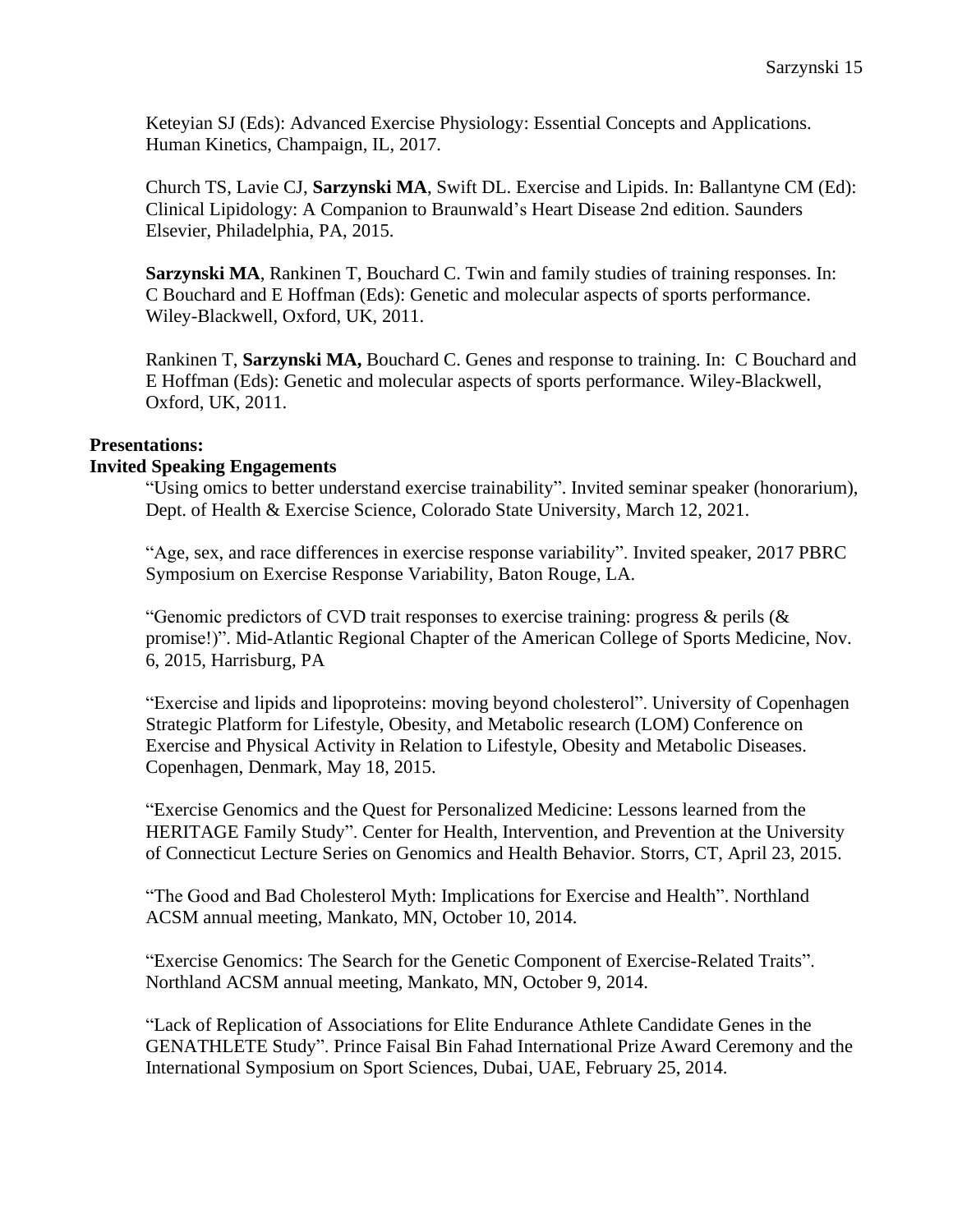Keteyian SJ (Eds): Advanced Exercise Physiology: Essential Concepts and Applications. Human Kinetics, Champaign, IL, 2017.

Church TS, Lavie CJ, **Sarzynski MA**, Swift DL. Exercise and Lipids. In: Ballantyne CM (Ed): Clinical Lipidology: A Companion to Braunwald's Heart Disease 2nd edition. Saunders Elsevier, Philadelphia, PA, 2015.

**Sarzynski MA**, Rankinen T, Bouchard C. Twin and family studies of training responses. In: C Bouchard and E Hoffman (Eds): Genetic and molecular aspects of sports performance. Wiley-Blackwell, Oxford, UK, 2011.

Rankinen T, **Sarzynski MA,** Bouchard C. Genes and response to training. In: C Bouchard and E Hoffman (Eds): Genetic and molecular aspects of sports performance. Wiley-Blackwell, Oxford, UK, 2011.

**Presentations:**

**Invited Speaking Engagements**

"Using omics to better understand exercise trainability". Invited seminar speaker (honorarium), Dept. of Health & Exercise Science, Colorado State University, March 12, 2021.

"Age, sex, and race differences in exercise response variability". Invited speaker, 2017 PBRC Symposium on Exercise Response Variability, Baton Rouge, LA.

"Genomic predictors of CVD trait responses to exercise training: progress & perils (& promise!)". Mid-Atlantic Regional Chapter of the American College of Sports Medicine, Nov. 6, 2015, Harrisburg, PA

"Exercise and lipids and lipoproteins: moving beyond cholesterol". University of Copenhagen Strategic Platform for Lifestyle, Obesity, and Metabolic research (LOM) Conference on Exercise and Physical Activity in Relation to Lifestyle, Obesity and Metabolic Diseases. Copenhagen, Denmark, May 18, 2015.

"Exercise Genomics and the Quest for Personalized Medicine: Lessons learned from the HERITAGE Family Study". Center for Health, Intervention, and Prevention at the University of Connecticut Lecture Series on Genomics and Health Behavior. Storrs, CT, April 23, 2015.

"The Good and Bad Cholesterol Myth: Implications for Exercise and Health". Northland ACSM annual meeting, Mankato, MN, October 10, 2014.

"Exercise Genomics: The Search for the Genetic Component of Exercise-Related Traits". Northland ACSM annual meeting, Mankato, MN, October 9, 2014.

"Lack of Replication of Associations for Elite Endurance Athlete Candidate Genes in the GENATHLETE Study". Prince Faisal Bin Fahad International Prize Award Ceremony and the International Symposium on Sport Sciences, Dubai, UAE, February 25, 2014.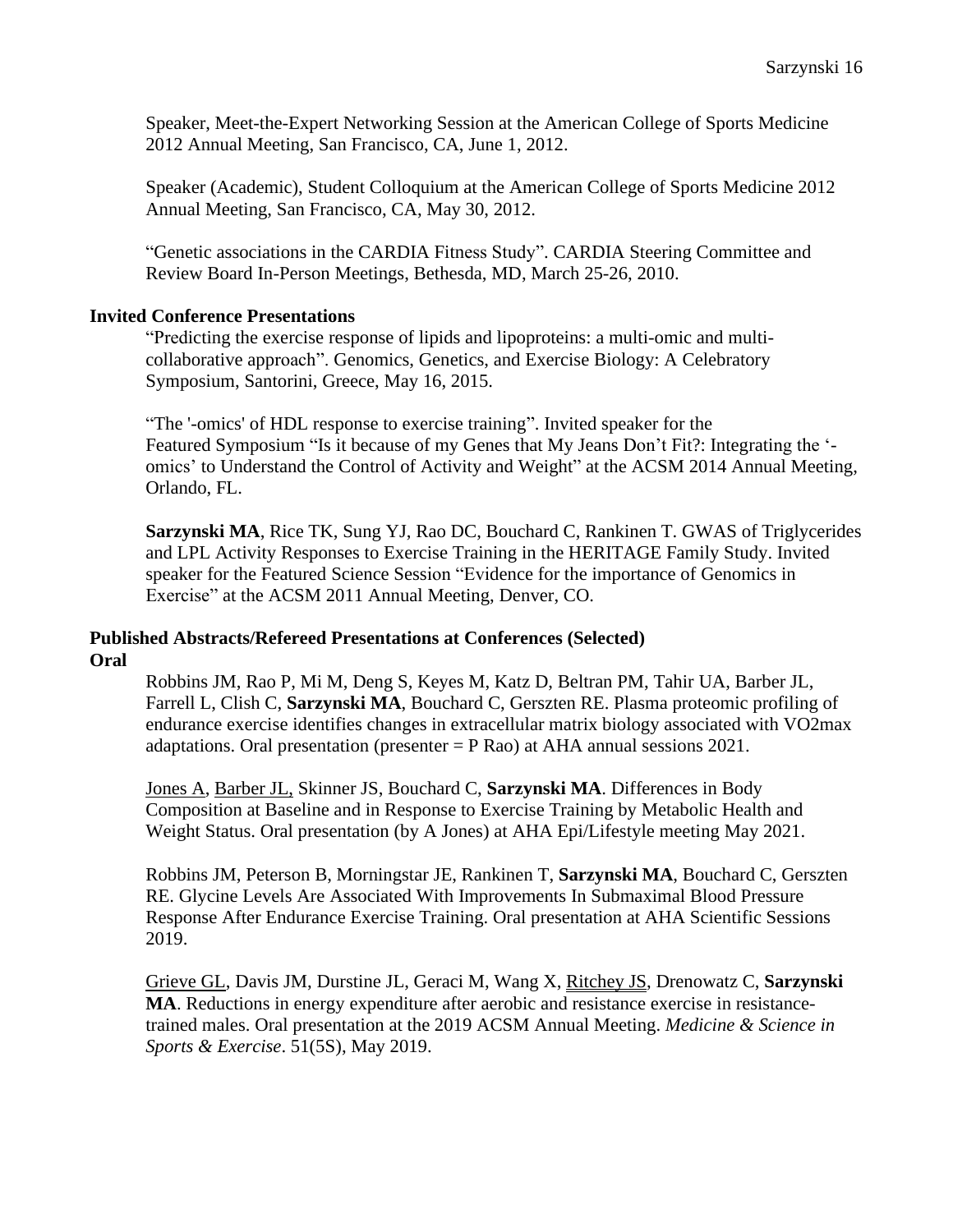Speaker, Meet-the-Expert Networking Session at the American College of Sports Medicine 2012 Annual Meeting, San Francisco, CA, June 1, 2012.

Speaker (Academic), Student Colloquium at the American College of Sports Medicine 2012 Annual Meeting, San Francisco, CA, May 30, 2012.

"Genetic associations in the CARDIA Fitness Study". CARDIA Steering Committee and Review Board In-Person Meetings, Bethesda, MD, March 25-26, 2010.

**Invited Conference Presentations**

"Predicting the exercise response of lipids and lipoproteins: a multi-omic and multi-collaborative approach". Genomics, Genetics, and Exercise Biology: A Celebratory Symposium, Santorini, Greece, May 16, 2015.

"The '-omics' of HDL response to exercise training". Invited speaker for the Featured Symposium "Is it because of my Genes that My Jeans Don't Fit?: Integrating the '-omics' to Understand the Control of Activity and Weight" at the ACSM 2014 Annual Meeting, Orlando, FL.

**Sarzynski MA**, Rice TK, Sung YJ, Rao DC, Bouchard C, Rankinen T. GWAS of Triglycerides and LPL Activity Responses to Exercise Training in the HERITAGE Family Study. Invited speaker for the Featured Science Session "Evidence for the importance of Genomics in Exercise" at the ACSM 2011 Annual Meeting, Denver, CO.

**Published Abstracts/Refereed Presentations at Conferences (Selected)**

**Oral**

Robbins JM, Rao P, Mi M, Deng S, Keyes M, Katz D, Beltran PM, Tahir UA, Barber JL, Farrell L, Clish C, **Sarzynski MA**, Bouchard C, Gerszten RE. Plasma proteomic profiling of endurance exercise identifies changes in extracellular matrix biology associated with VO2max adaptations. Oral presentation (presenter = P Rao) at AHA annual sessions 2021.

Jones A, Barber JL, Skinner JS, Bouchard C, **Sarzynski MA**. Differences in Body Composition at Baseline and in Response to Exercise Training by Metabolic Health and Weight Status. Oral presentation (by A Jones) at AHA Epi/Lifestyle meeting May 2021.

Robbins JM, Peterson B, Morningstar JE, Rankinen T, **Sarzynski MA**, Bouchard C, Gerszten RE. Glycine Levels Are Associated With Improvements In Submaximal Blood Pressure Response After Endurance Exercise Training. Oral presentation at AHA Scientific Sessions 2019.

Grieve GL, Davis JM, Durstine JL, Geraci M, Wang X, Ritchey JS, Drenowatz C, **Sarzynski MA**. Reductions in energy expenditure after aerobic and resistance exercise in resistance-trained males. Oral presentation at the 2019 ACSM Annual Meeting. *Medicine & Science in Sports & Exercise*. 51(5S), May 2019.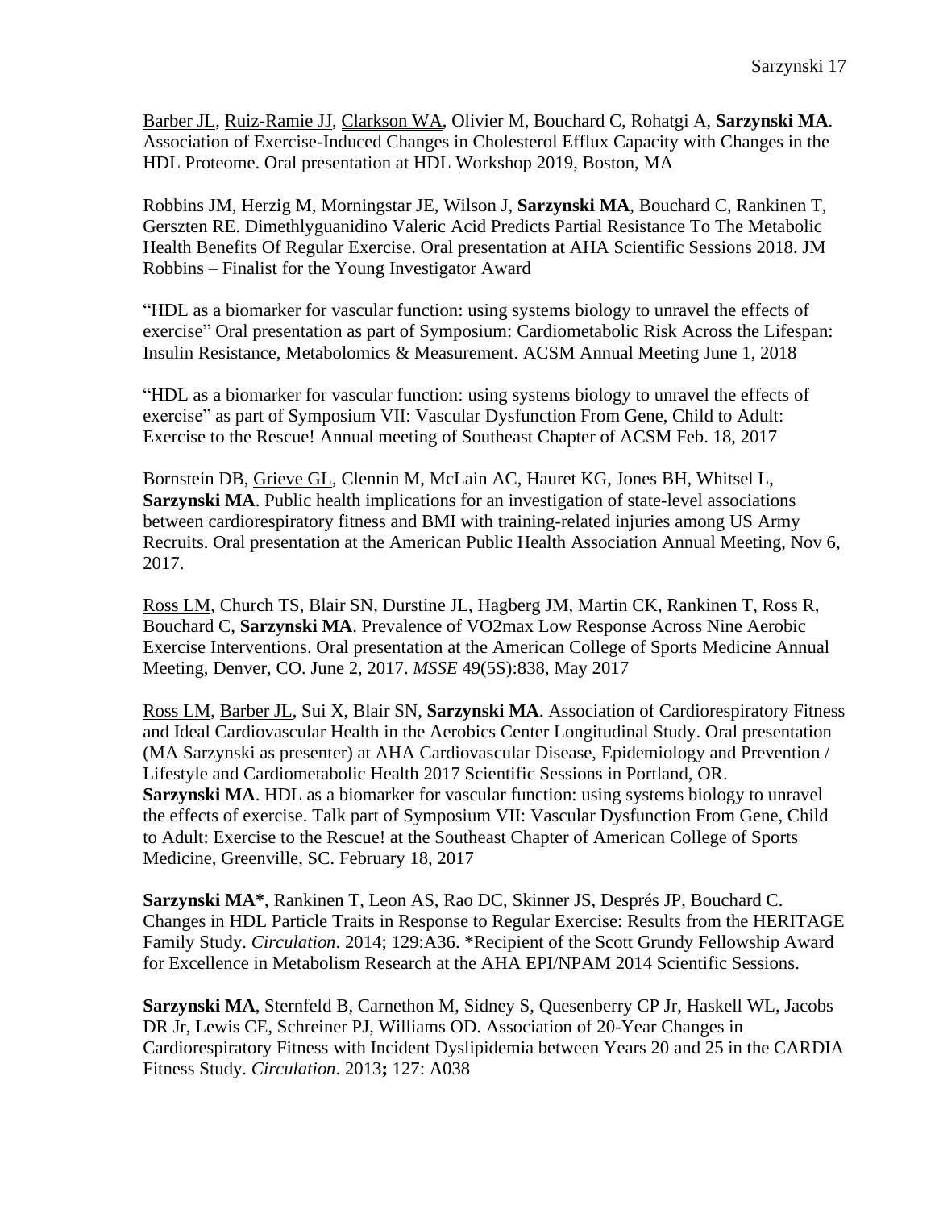<u>Barber JL</u>, <u>Ruiz-Ramie JJ</u>, <u>Clarkson WA</u>, Olivier M, Bouchard C, Rohatgi A, **Sarzynski MA**. Association of Exercise-Induced Changes in Cholesterol Efflux Capacity with Changes in the HDL Proteome. Oral presentation at HDL Workshop 2019, Boston, MA

Robbins JM, Herzig M, Morningstar JE, Wilson J, **Sarzynski MA**, Bouchard C, Rankinen T, Gerszten RE. Dimethlyguanidino Valeric Acid Predicts Partial Resistance To The Metabolic Health Benefits Of Regular Exercise. Oral presentation at AHA Scientific Sessions 2018. JM Robbins – Finalist for the Young Investigator Award

"HDL as a biomarker for vascular function: using systems biology to unravel the effects of exercise" Oral presentation as part of Symposium: Cardiometabolic Risk Across the Lifespan: Insulin Resistance, Metabolomics & Measurement. ACSM Annual Meeting June 1, 2018

"HDL as a biomarker for vascular function: using systems biology to unravel the effects of exercise" as part of Symposium VII: Vascular Dysfunction From Gene, Child to Adult: Exercise to the Rescue! Annual meeting of Southeast Chapter of ACSM Feb. 18, 2017

Bornstein DB, <u>Grieve GL</u>, Clennin M, McLain AC, Hauret KG, Jones BH, Whitsel L, **Sarzynski MA**. Public health implications for an investigation of state-level associations between cardiorespiratory fitness and BMI with training-related injuries among US Army Recruits. Oral presentation at the American Public Health Association Annual Meeting, Nov 6, 2017.

<u>Ross LM</u>, Church TS, Blair SN, Durstine JL, Hagberg JM, Martin CK, Rankinen T, Ross R, Bouchard C, **Sarzynski MA**. Prevalence of VO2max Low Response Across Nine Aerobic Exercise Interventions. Oral presentation at the American College of Sports Medicine Annual Meeting, Denver, CO. June 2, 2017. *MSSE* 49(5S):838, May 2017

<u>Ross LM</u>, <u>Barber JL</u>, Sui X, Blair SN, **Sarzynski MA**. Association of Cardiorespiratory Fitness and Ideal Cardiovascular Health in the Aerobics Center Longitudinal Study. Oral presentation (MA Sarzynski as presenter) at AHA Cardiovascular Disease, Epidemiology and Prevention / Lifestyle and Cardiometabolic Health 2017 Scientific Sessions in Portland, OR.
**Sarzynski MA**. HDL as a biomarker for vascular function: using systems biology to unravel the effects of exercise. Talk part of Symposium VII: Vascular Dysfunction From Gene, Child to Adult: Exercise to the Rescue! at the Southeast Chapter of American College of Sports Medicine, Greenville, SC. February 18, 2017

**Sarzynski MA***, Rankinen T, Leon AS, Rao DC, Skinner JS, Després JP, Bouchard C. Changes in HDL Particle Traits in Response to Regular Exercise: Results from the HERITAGE Family Study. *Circulation*. 2014; 129:A36. *Recipient of the Scott Grundy Fellowship Award for Excellence in Metabolism Research at the AHA EPI/NPAM 2014 Scientific Sessions.

**Sarzynski MA**, Sternfeld B, Carnethon M, Sidney S, Quesenberry CP Jr, Haskell WL, Jacobs DR Jr, Lewis CE, Schreiner PJ, Williams OD. Association of 20-Year Changes in Cardiorespiratory Fitness with Incident Dyslipidemia between Years 20 and 25 in the CARDIA Fitness Study. *Circulation*. 2013**;** 127: A038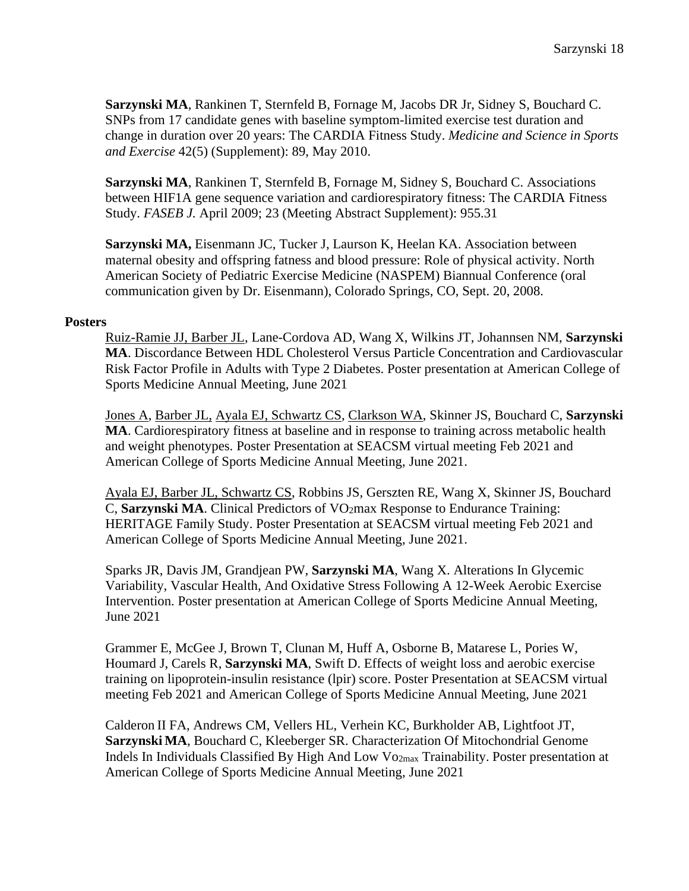**Sarzynski MA**, Rankinen T, Sternfeld B, Fornage M, Jacobs DR Jr, Sidney S, Bouchard C. SNPs from 17 candidate genes with baseline symptom-limited exercise test duration and change in duration over 20 years: The CARDIA Fitness Study. *Medicine and Science in Sports and Exercise* 42(5) (Supplement): 89, May 2010.

**Sarzynski MA**, Rankinen T, Sternfeld B, Fornage M, Sidney S, Bouchard C. Associations between HIF1A gene sequence variation and cardiorespiratory fitness: The CARDIA Fitness Study. *FASEB J.* April 2009; 23 (Meeting Abstract Supplement): 955.31

**Sarzynski MA,** Eisenmann JC, Tucker J, Laurson K, Heelan KA. Association between maternal obesity and offspring fatness and blood pressure: Role of physical activity. North American Society of Pediatric Exercise Medicine (NASPEM) Biannual Conference (oral communication given by Dr. Eisenmann), Colorado Springs, CO, Sept. 20, 2008.

**Posters**

<u>Ruiz-Ramie JJ, Barber JL</u>, Lane-Cordova AD, Wang X, Wilkins JT, Johannsen NM, **Sarzynski MA**. Discordance Between HDL Cholesterol Versus Particle Concentration and Cardiovascular Risk Factor Profile in Adults with Type 2 Diabetes. Poster presentation at American College of Sports Medicine Annual Meeting, June 2021

<u>Jones A</u>, <u>Barber JL</u>, <u>Ayala EJ, Schwartz CS</u>, <u>Clarkson WA</u>, Skinner JS, Bouchard C, **Sarzynski MA**. Cardiorespiratory fitness at baseline and in response to training across metabolic health and weight phenotypes. Poster Presentation at SEACSM virtual meeting Feb 2021 and American College of Sports Medicine Annual Meeting, June 2021.

<u>Ayala EJ, Barber JL, Schwartz CS</u>, Robbins JS, Gerszten RE, Wang X, Skinner JS, Bouchard C, **Sarzynski MA**. Clinical Predictors of $VO_2max$ Response to Endurance Training: HERITAGE Family Study. Poster Presentation at SEACSM virtual meeting Feb 2021 and American College of Sports Medicine Annual Meeting, June 2021.

Sparks JR, Davis JM, Grandjean PW, **Sarzynski MA**, Wang X. Alterations In Glycemic Variability, Vascular Health, And Oxidative Stress Following A 12-Week Aerobic Exercise Intervention. Poster presentation at American College of Sports Medicine Annual Meeting, June 2021

Grammer E, McGee J, Brown T, Clunan M, Huff A, Osborne B, Matarese L, Pories W, Houmard J, Carels R, **Sarzynski MA**, Swift D. Effects of weight loss and aerobic exercise training on lipoprotein-insulin resistance (lpir) score. Poster Presentation at SEACSM virtual meeting Feb 2021 and American College of Sports Medicine Annual Meeting, June 2021

Calderon II FA, Andrews CM, Vellers HL, Verhein KC, Burkholder AB, Lightfoot JT, **Sarzynski MA**, Bouchard C, Kleeberger SR. Characterization Of Mitochondrial Genome Indels In Individuals Classified By High And Low $Vo_{2max}$ Trainability. Poster presentation at American College of Sports Medicine Annual Meeting, June 2021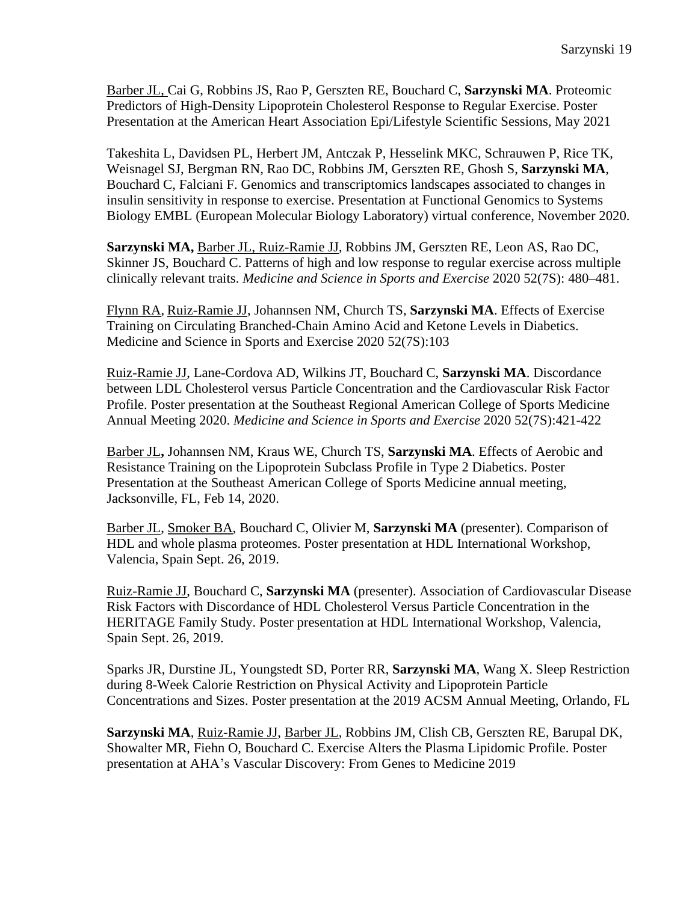Barber JL, Cai G, Robbins JS, Rao P, Gerszten RE, Bouchard C, **Sarzynski MA**. Proteomic Predictors of High-Density Lipoprotein Cholesterol Response to Regular Exercise. Poster Presentation at the American Heart Association Epi/Lifestyle Scientific Sessions, May 2021

Takeshita L, Davidsen PL, Herbert JM, Antczak P, Hesselink MKC, Schrauwen P, Rice TK, Weisnagel SJ, Bergman RN, Rao DC, Robbins JM, Gerszten RE, Ghosh S, **Sarzynski MA**, Bouchard C, Falciani F. Genomics and transcriptomics landscapes associated to changes in insulin sensitivity in response to exercise. Presentation at Functional Genomics to Systems Biology EMBL (European Molecular Biology Laboratory) virtual conference, November 2020.

**Sarzynski MA,** Barber JL, Ruiz-Ramie JJ, Robbins JM, Gerszten RE, Leon AS, Rao DC, Skinner JS, Bouchard C. Patterns of high and low response to regular exercise across multiple clinically relevant traits. *Medicine and Science in Sports and Exercise* 2020 52(7S): 480–481.

Flynn RA, Ruiz-Ramie JJ, Johannsen NM, Church TS, **Sarzynski MA**. Effects of Exercise Training on Circulating Branched-Chain Amino Acid and Ketone Levels in Diabetics. Medicine and Science in Sports and Exercise 2020 52(7S):103

Ruiz-Ramie JJ, Lane-Cordova AD, Wilkins JT, Bouchard C, **Sarzynski MA**. Discordance between LDL Cholesterol versus Particle Concentration and the Cardiovascular Risk Factor Profile. Poster presentation at the Southeast Regional American College of Sports Medicine Annual Meeting 2020. *Medicine and Science in Sports and Exercise* 2020 52(7S):421-422

Barber JL**,** Johannsen NM, Kraus WE, Church TS, **Sarzynski MA**. Effects of Aerobic and Resistance Training on the Lipoprotein Subclass Profile in Type 2 Diabetics. Poster Presentation at the Southeast American College of Sports Medicine annual meeting, Jacksonville, FL, Feb 14, 2020.

Barber JL, Smoker BA, Bouchard C, Olivier M, **Sarzynski MA** (presenter). Comparison of HDL and whole plasma proteomes. Poster presentation at HDL International Workshop, Valencia, Spain Sept. 26, 2019.

Ruiz-Ramie JJ, Bouchard C, **Sarzynski MA** (presenter). Association of Cardiovascular Disease Risk Factors with Discordance of HDL Cholesterol Versus Particle Concentration in the HERITAGE Family Study. Poster presentation at HDL International Workshop, Valencia, Spain Sept. 26, 2019.

Sparks JR, Durstine JL, Youngstedt SD, Porter RR, **Sarzynski MA**, Wang X. Sleep Restriction during 8-Week Calorie Restriction on Physical Activity and Lipoprotein Particle Concentrations and Sizes. Poster presentation at the 2019 ACSM Annual Meeting, Orlando, FL

**Sarzynski MA**, Ruiz-Ramie JJ, Barber JL, Robbins JM, Clish CB, Gerszten RE, Barupal DK, Showalter MR, Fiehn O, Bouchard C. Exercise Alters the Plasma Lipidomic Profile. Poster presentation at AHA's Vascular Discovery: From Genes to Medicine 2019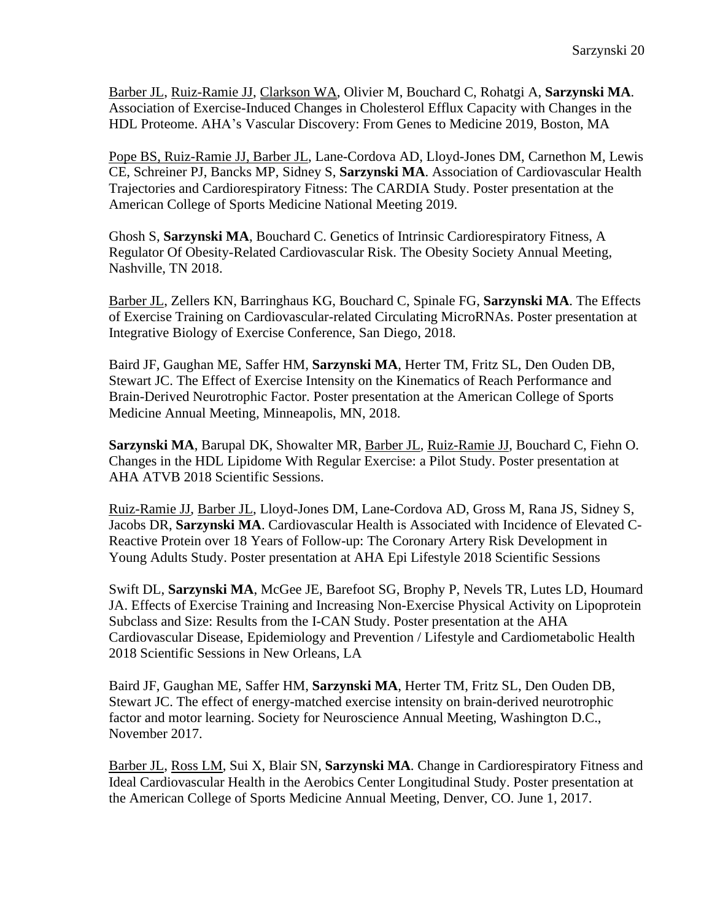Barber JL, Ruiz-Ramie JJ, Clarkson WA, Olivier M, Bouchard C, Rohatgi A, **Sarzynski MA**. Association of Exercise-Induced Changes in Cholesterol Efflux Capacity with Changes in the HDL Proteome. AHA's Vascular Discovery: From Genes to Medicine 2019, Boston, MA

Pope BS, Ruiz-Ramie JJ, Barber JL, Lane-Cordova AD, Lloyd-Jones DM, Carnethon M, Lewis CE, Schreiner PJ, Bancks MP, Sidney S, **Sarzynski MA**. Association of Cardiovascular Health Trajectories and Cardiorespiratory Fitness: The CARDIA Study. Poster presentation at the American College of Sports Medicine National Meeting 2019.

Ghosh S, **Sarzynski MA**, Bouchard C. Genetics of Intrinsic Cardiorespiratory Fitness, A Regulator Of Obesity-Related Cardiovascular Risk. The Obesity Society Annual Meeting, Nashville, TN 2018.

Barber JL, Zellers KN, Barringhaus KG, Bouchard C, Spinale FG, **Sarzynski MA**. The Effects of Exercise Training on Cardiovascular-related Circulating MicroRNAs. Poster presentation at Integrative Biology of Exercise Conference, San Diego, 2018.

Baird JF, Gaughan ME, Saffer HM, **Sarzynski MA**, Herter TM, Fritz SL, Den Ouden DB, Stewart JC. The Effect of Exercise Intensity on the Kinematics of Reach Performance and Brain-Derived Neurotrophic Factor. Poster presentation at the American College of Sports Medicine Annual Meeting, Minneapolis, MN, 2018.

**Sarzynski MA**, Barupal DK, Showalter MR, Barber JL, Ruiz-Ramie JJ, Bouchard C, Fiehn O. Changes in the HDL Lipidome With Regular Exercise: a Pilot Study. Poster presentation at AHA ATVB 2018 Scientific Sessions.

Ruiz-Ramie JJ, Barber JL, Lloyd-Jones DM, Lane-Cordova AD, Gross M, Rana JS, Sidney S, Jacobs DR, **Sarzynski MA**. Cardiovascular Health is Associated with Incidence of Elevated C-Reactive Protein over 18 Years of Follow-up: The Coronary Artery Risk Development in Young Adults Study. Poster presentation at AHA Epi Lifestyle 2018 Scientific Sessions

Swift DL, **Sarzynski MA**, McGee JE, Barefoot SG, Brophy P, Nevels TR, Lutes LD, Houmard JA. Effects of Exercise Training and Increasing Non-Exercise Physical Activity on Lipoprotein Subclass and Size: Results from the I-CAN Study. Poster presentation at the AHA Cardiovascular Disease, Epidemiology and Prevention / Lifestyle and Cardiometabolic Health 2018 Scientific Sessions in New Orleans, LA

Baird JF, Gaughan ME, Saffer HM, **Sarzynski MA**, Herter TM, Fritz SL, Den Ouden DB, Stewart JC. The effect of energy-matched exercise intensity on brain-derived neurotrophic factor and motor learning. Society for Neuroscience Annual Meeting, Washington D.C., November 2017.

Barber JL, Ross LM, Sui X, Blair SN, **Sarzynski MA**. Change in Cardiorespiratory Fitness and Ideal Cardiovascular Health in the Aerobics Center Longitudinal Study. Poster presentation at the American College of Sports Medicine Annual Meeting, Denver, CO. June 1, 2017.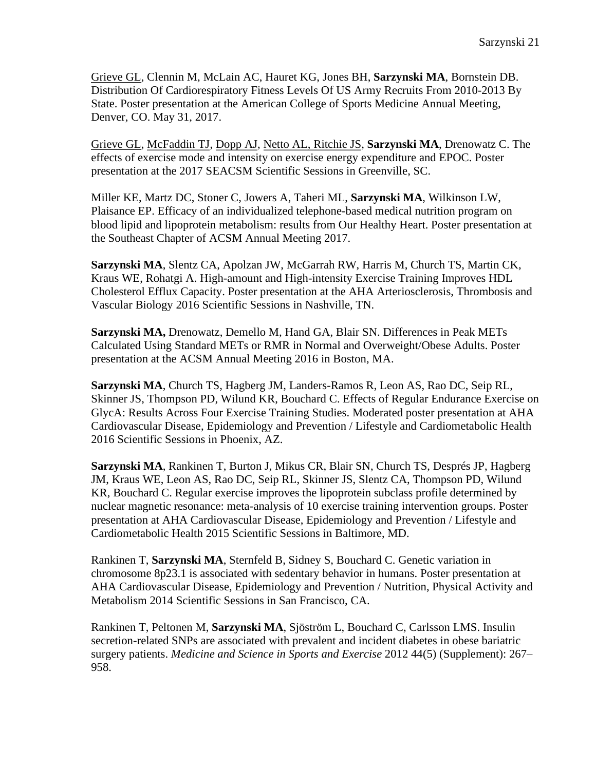Grieve GL, Clennin M, McLain AC, Hauret KG, Jones BH, **Sarzynski MA**, Bornstein DB. Distribution Of Cardiorespiratory Fitness Levels Of US Army Recruits From 2010-2013 By State. Poster presentation at the American College of Sports Medicine Annual Meeting, Denver, CO. May 31, 2017.

Grieve GL, McFaddin TJ, Dopp AJ, Netto AL, Ritchie JS, **Sarzynski MA**, Drenowatz C. The effects of exercise mode and intensity on exercise energy expenditure and EPOC. Poster presentation at the 2017 SEACSM Scientific Sessions in Greenville, SC.

Miller KE, Martz DC, Stoner C, Jowers A, Taheri ML, **Sarzynski MA**, Wilkinson LW, Plaisance EP. Efficacy of an individualized telephone-based medical nutrition program on blood lipid and lipoprotein metabolism: results from Our Healthy Heart. Poster presentation at the Southeast Chapter of ACSM Annual Meeting 2017.

**Sarzynski MA**, Slentz CA, Apolzan JW, McGarrah RW, Harris M, Church TS, Martin CK, Kraus WE, Rohatgi A. High-amount and High-intensity Exercise Training Improves HDL Cholesterol Efflux Capacity. Poster presentation at the AHA Arteriosclerosis, Thrombosis and Vascular Biology 2016 Scientific Sessions in Nashville, TN.

**Sarzynski MA,** Drenowatz, Demello M, Hand GA, Blair SN. Differences in Peak METs Calculated Using Standard METs or RMR in Normal and Overweight/Obese Adults. Poster presentation at the ACSM Annual Meeting 2016 in Boston, MA.

**Sarzynski MA**, Church TS, Hagberg JM, Landers-Ramos R, Leon AS, Rao DC, Seip RL, Skinner JS, Thompson PD, Wilund KR, Bouchard C. Effects of Regular Endurance Exercise on GlycA: Results Across Four Exercise Training Studies. Moderated poster presentation at AHA Cardiovascular Disease, Epidemiology and Prevention / Lifestyle and Cardiometabolic Health 2016 Scientific Sessions in Phoenix, AZ.

**Sarzynski MA**, Rankinen T, Burton J, Mikus CR, Blair SN, Church TS, Després JP, Hagberg JM, Kraus WE, Leon AS, Rao DC, Seip RL, Skinner JS, Slentz CA, Thompson PD, Wilund KR, Bouchard C. Regular exercise improves the lipoprotein subclass profile determined by nuclear magnetic resonance: meta-analysis of 10 exercise training intervention groups. Poster presentation at AHA Cardiovascular Disease, Epidemiology and Prevention / Lifestyle and Cardiometabolic Health 2015 Scientific Sessions in Baltimore, MD.

Rankinen T, **Sarzynski MA**, Sternfeld B, Sidney S, Bouchard C. Genetic variation in chromosome 8p23.1 is associated with sedentary behavior in humans. Poster presentation at AHA Cardiovascular Disease, Epidemiology and Prevention / Nutrition, Physical Activity and Metabolism 2014 Scientific Sessions in San Francisco, CA.

Rankinen T, Peltonen M, **Sarzynski MA**, Sjöström L, Bouchard C, Carlsson LMS. Insulin secretion-related SNPs are associated with prevalent and incident diabetes in obese bariatric surgery patients. *Medicine and Science in Sports and Exercise* 2012 44(5) (Supplement): 267–958.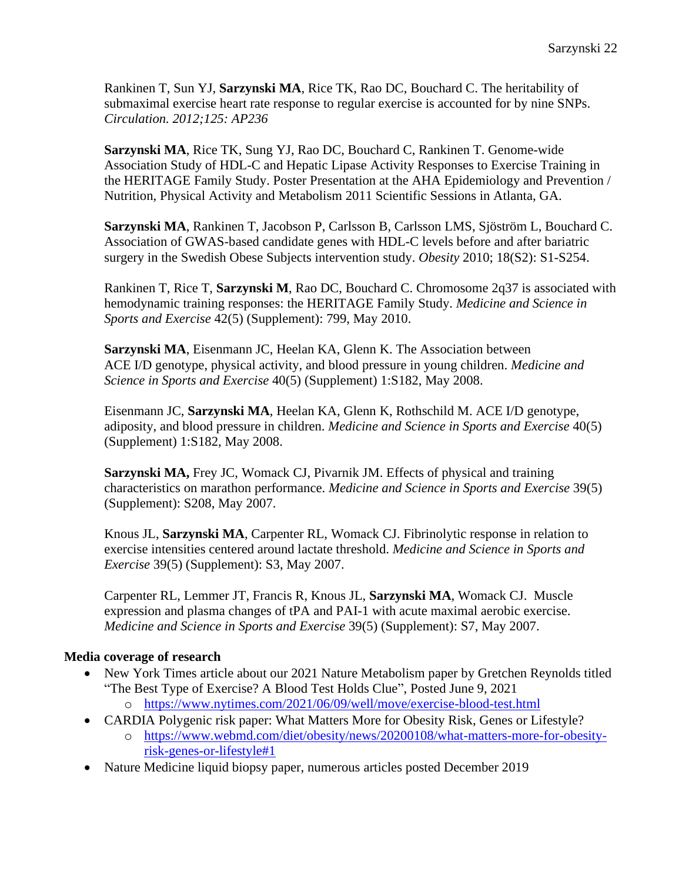Rankinen T, Sun YJ, **Sarzynski MA**, Rice TK, Rao DC, Bouchard C. The heritability of submaximal exercise heart rate response to regular exercise is accounted for by nine SNPs. *Circulation. 2012;125: AP236*

**Sarzynski MA**, Rice TK, Sung YJ, Rao DC, Bouchard C, Rankinen T. Genome-wide Association Study of HDL-C and Hepatic Lipase Activity Responses to Exercise Training in the HERITAGE Family Study. Poster Presentation at the AHA Epidemiology and Prevention / Nutrition, Physical Activity and Metabolism 2011 Scientific Sessions in Atlanta, GA.

**Sarzynski MA**, Rankinen T, Jacobson P, Carlsson B, Carlsson LMS, Sjöström L, Bouchard C. Association of GWAS-based candidate genes with HDL-C levels before and after bariatric surgery in the Swedish Obese Subjects intervention study. *Obesity* 2010; 18(S2): S1-S254.

Rankinen T, Rice T, **Sarzynski M**, Rao DC, Bouchard C. Chromosome 2q37 is associated with hemodynamic training responses: the HERITAGE Family Study. *Medicine and Science in Sports and Exercise* 42(5) (Supplement): 799, May 2010.

**Sarzynski MA**, Eisenmann JC, Heelan KA, Glenn K. The Association between ACE I/D genotype, physical activity, and blood pressure in young children. *Medicine and Science in Sports and Exercise* 40(5) (Supplement) 1:S182, May 2008.

Eisenmann JC, **Sarzynski MA**, Heelan KA, Glenn K, Rothschild M. ACE I/D genotype, adiposity, and blood pressure in children. *Medicine and Science in Sports and Exercise* 40(5) (Supplement) 1:S182, May 2008.

**Sarzynski MA,** Frey JC, Womack CJ, Pivarnik JM. Effects of physical and training characteristics on marathon performance. *Medicine and Science in Sports and Exercise* 39(5) (Supplement): S208, May 2007.

Knous JL, **Sarzynski MA**, Carpenter RL, Womack CJ. Fibrinolytic response in relation to exercise intensities centered around lactate threshold. *Medicine and Science in Sports and Exercise* 39(5) (Supplement): S3, May 2007.

Carpenter RL, Lemmer JT, Francis R, Knous JL, **Sarzynski MA**, Womack CJ. Muscle expression and plasma changes of tPA and PAI-1 with acute maximal aerobic exercise. *Medicine and Science in Sports and Exercise* 39(5) (Supplement): S7, May 2007.

**Media coverage of research**

- New York Times article about our 2021 Nature Metabolism paper by Gretchen Reynolds titled "The Best Type of Exercise? A Blood Test Holds Clue", Posted June 9, 2021
  - https://www.nytimes.com/2021/06/09/well/move/exercise-blood-test.html
- CARDIA Polygenic risk paper: What Matters More for Obesity Risk, Genes or Lifestyle?
  - https://www.webmd.com/diet/obesity/news/20200108/what-matters-more-for-obesity-risk-genes-or-lifestyle#1
- Nature Medicine liquid biopsy paper, numerous articles posted December 2019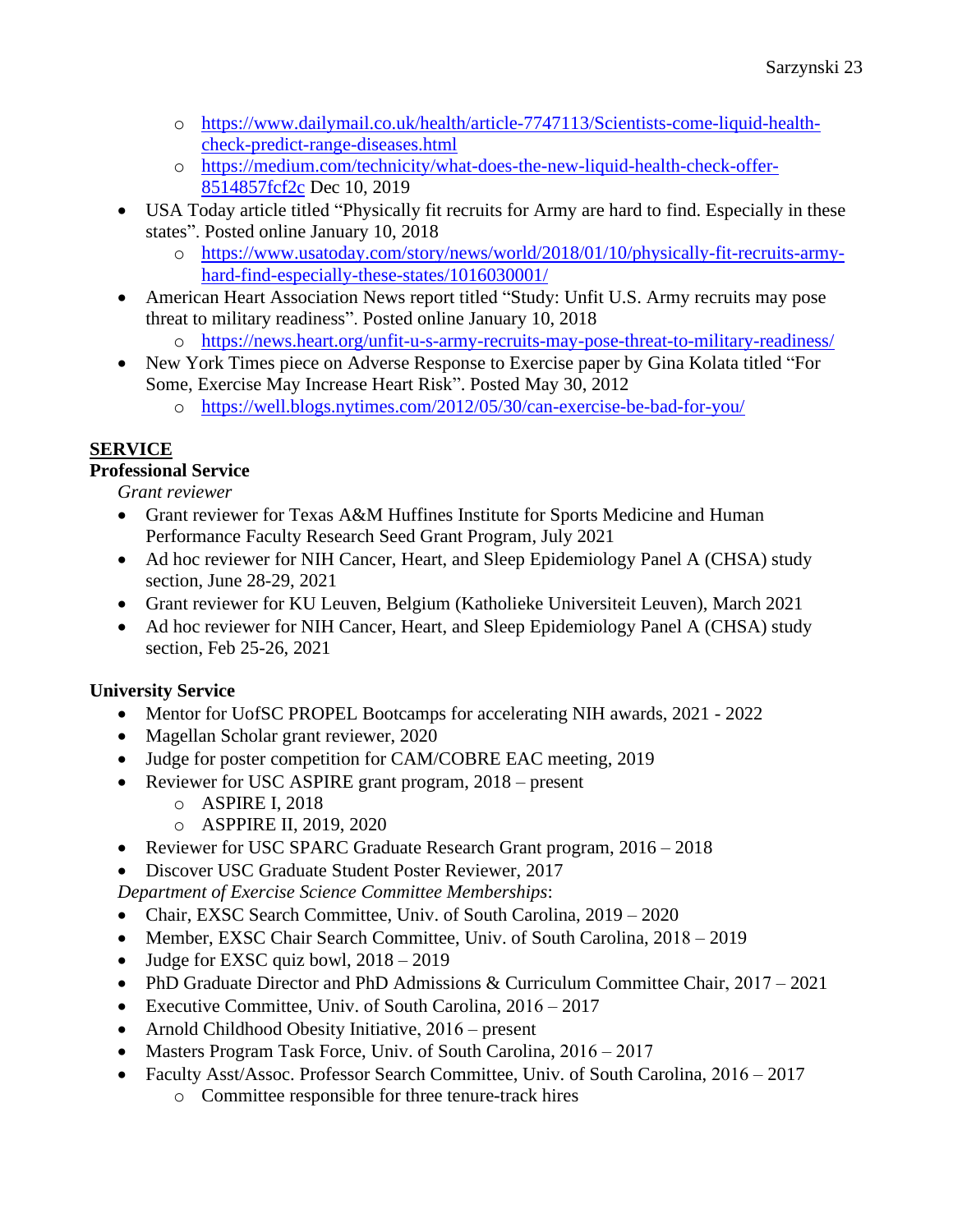- https://www.dailymail.co.uk/health/article-7747113/Scientists-come-liquid-health-check-predict-range-diseases.html
  - https://medium.com/technicity/what-does-the-new-liquid-health-check-offer-8514857fcf2c Dec 10, 2019
- USA Today article titled "Physically fit recruits for Army are hard to find. Especially in these states". Posted online January 10, 2018
  - https://www.usatoday.com/story/news/world/2018/01/10/physically-fit-recruits-army-hard-find-especially-these-states/1016030001/
- American Heart Association News report titled "Study: Unfit U.S. Army recruits may pose threat to military readiness". Posted online January 10, 2018
  - https://news.heart.org/unfit-u-s-army-recruits-may-pose-threat-to-military-readiness/
- New York Times piece on Adverse Response to Exercise paper by Gina Kolata titled "For Some, Exercise May Increase Heart Risk". Posted May 30, 2012
  - https://well.blogs.nytimes.com/2012/05/30/can-exercise-be-bad-for-you/

## SERVICE

### Professional Service

*Grant reviewer*

- Grant reviewer for Texas A&M Huffines Institute for Sports Medicine and Human Performance Faculty Research Seed Grant Program, July 2021
- Ad hoc reviewer for NIH Cancer, Heart, and Sleep Epidemiology Panel A (CHSA) study section, June 28-29, 2021
- Grant reviewer for KU Leuven, Belgium (Katholieke Universiteit Leuven), March 2021
- Ad hoc reviewer for NIH Cancer, Heart, and Sleep Epidemiology Panel A (CHSA) study section, Feb 25-26, 2021

### University Service

- Mentor for UofSC PROPEL Bootcamps for accelerating NIH awards, 2021 - 2022
- Magellan Scholar grant reviewer, 2020
- Judge for poster competition for CAM/COBRE EAC meeting, 2019
- Reviewer for USC ASPIRE grant program, 2018 – present
  - ASPIRE I, 2018
  - ASPPIRE II, 2019, 2020
- Reviewer for USC SPARC Graduate Research Grant program, 2016 – 2018
- Discover USC Graduate Student Poster Reviewer, 2017

*Department of Exercise Science Committee Memberships*:

- Chair, EXSC Search Committee, Univ. of South Carolina, 2019 – 2020
- Member, EXSC Chair Search Committee, Univ. of South Carolina, 2018 – 2019
- Judge for EXSC quiz bowl, 2018 – 2019
- PhD Graduate Director and PhD Admissions & Curriculum Committee Chair, 2017 – 2021
- Executive Committee, Univ. of South Carolina, 2016 – 2017
- Arnold Childhood Obesity Initiative, 2016 – present
- Masters Program Task Force, Univ. of South Carolina, 2016 – 2017
- Faculty Asst/Assoc. Professor Search Committee, Univ. of South Carolina, 2016 – 2017
  - Committee responsible for three tenure-track hires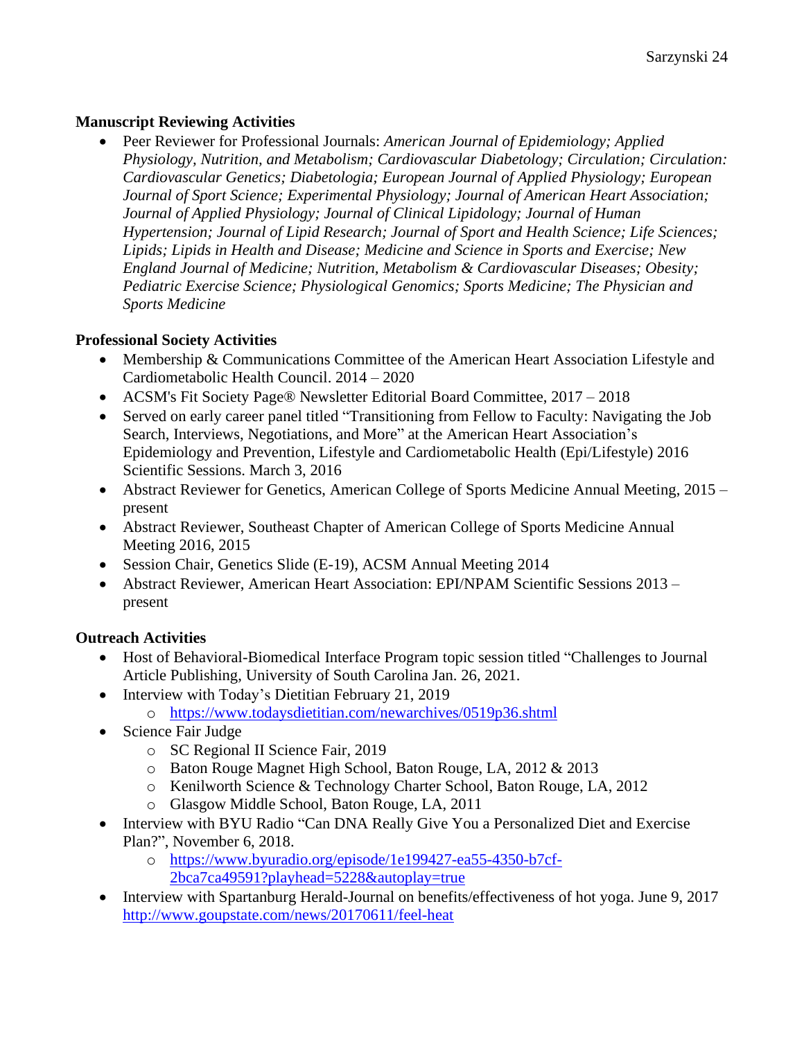**Manuscript Reviewing Activities**

- Peer Reviewer for Professional Journals: *American Journal of Epidemiology; Applied Physiology, Nutrition, and Metabolism; Cardiovascular Diabetology; Circulation; Circulation: Cardiovascular Genetics; Diabetologia; European Journal of Applied Physiology; European Journal of Sport Science; Experimental Physiology; Journal of American Heart Association; Journal of Applied Physiology; Journal of Clinical Lipidology; Journal of Human Hypertension; Journal of Lipid Research; Journal of Sport and Health Science; Life Sciences; Lipids; Lipids in Health and Disease; Medicine and Science in Sports and Exercise; New England Journal of Medicine; Nutrition, Metabolism & Cardiovascular Diseases; Obesity; Pediatric Exercise Science; Physiological Genomics; Sports Medicine; The Physician and Sports Medicine*

**Professional Society Activities**

- Membership & Communications Committee of the American Heart Association Lifestyle and Cardiometabolic Health Council. 2014 – 2020
- ACSM's Fit Society Page® Newsletter Editorial Board Committee, 2017 – 2018
- Served on early career panel titled "Transitioning from Fellow to Faculty: Navigating the Job Search, Interviews, Negotiations, and More" at the American Heart Association's Epidemiology and Prevention, Lifestyle and Cardiometabolic Health (Epi/Lifestyle) 2016 Scientific Sessions. March 3, 2016
- Abstract Reviewer for Genetics, American College of Sports Medicine Annual Meeting, 2015 – present
- Abstract Reviewer, Southeast Chapter of American College of Sports Medicine Annual Meeting 2016, 2015
- Session Chair, Genetics Slide (E-19), ACSM Annual Meeting 2014
- Abstract Reviewer, American Heart Association: EPI/NPAM Scientific Sessions 2013 – present

**Outreach Activities**

- Host of Behavioral-Biomedical Interface Program topic session titled "Challenges to Journal Article Publishing, University of South Carolina Jan. 26, 2021.
- Interview with Today's Dietitian February 21, 2019
  - https://www.todaysdietitian.com/newarchives/0519p36.shtml
- Science Fair Judge
  - SC Regional II Science Fair, 2019
  - Baton Rouge Magnet High School, Baton Rouge, LA, 2012 & 2013
  - Kenilworth Science & Technology Charter School, Baton Rouge, LA, 2012
  - Glasgow Middle School, Baton Rouge, LA, 2011
- Interview with BYU Radio "Can DNA Really Give You a Personalized Diet and Exercise Plan?", November 6, 2018.
  - https://www.byuradio.org/episode/1e199427-ea55-4350-b7cf-2bca7ca49591?playhead=5228&autoplay=true
- Interview with Spartanburg Herald-Journal on benefits/effectiveness of hot yoga. June 9, 2017 http://www.goupstate.com/news/20170611/feel-heat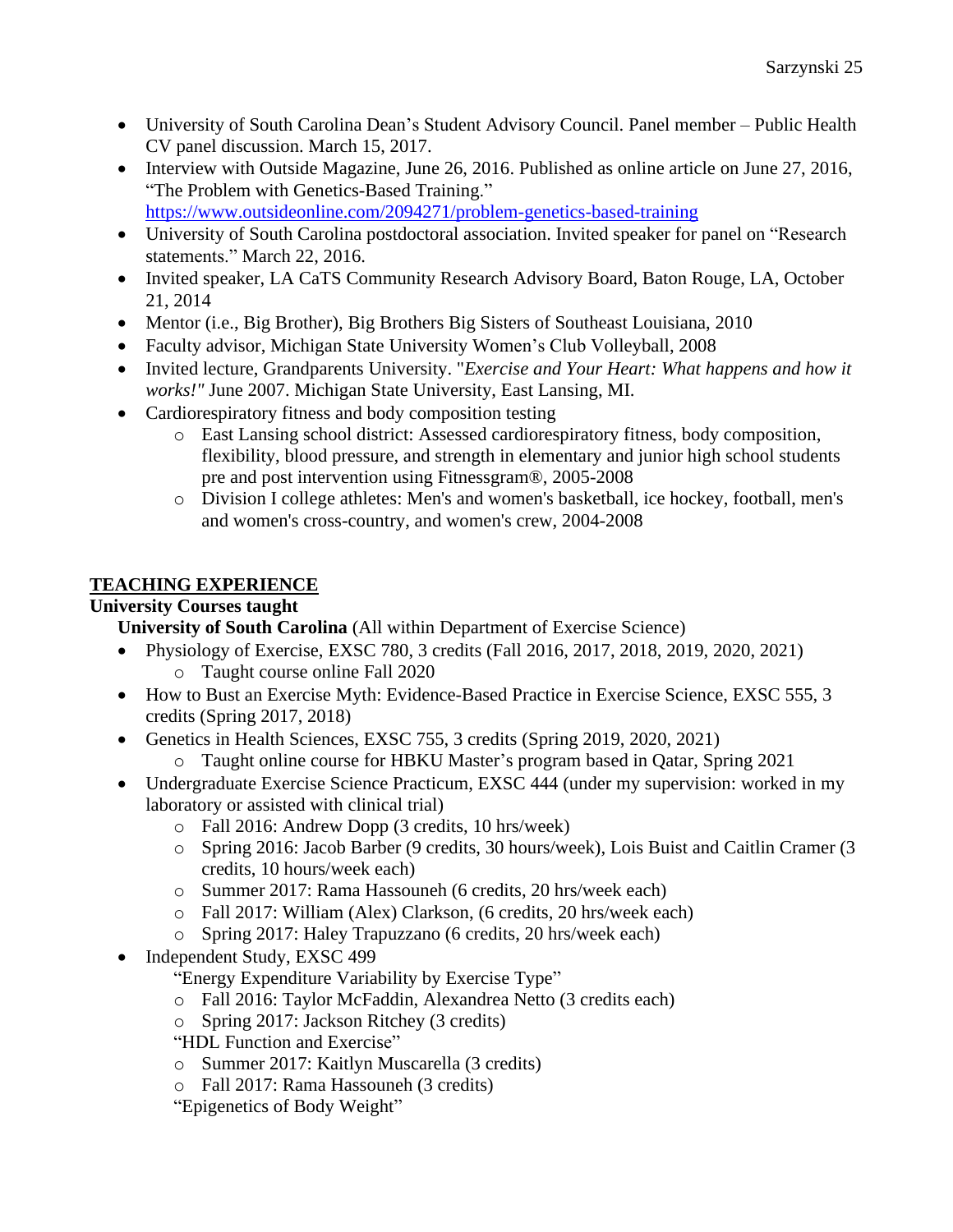- University of South Carolina Dean's Student Advisory Council. Panel member – Public Health CV panel discussion. March 15, 2017.
- Interview with Outside Magazine, June 26, 2016. Published as online article on June 27, 2016, "The Problem with Genetics-Based Training." https://www.outsideonline.com/2094271/problem-genetics-based-training
- University of South Carolina postdoctoral association. Invited speaker for panel on "Research statements." March 22, 2016.
- Invited speaker, LA CaTS Community Research Advisory Board, Baton Rouge, LA, October 21, 2014
- Mentor (i.e., Big Brother), Big Brothers Big Sisters of Southeast Louisiana, 2010
- Faculty advisor, Michigan State University Women's Club Volleyball, 2008
- Invited lecture, Grandparents University. "*Exercise and Your Heart: What happens and how it works!"* June 2007. Michigan State University, East Lansing, MI.
- Cardiorespiratory fitness and body composition testing
    - East Lansing school district: Assessed cardiorespiratory fitness, body composition, flexibility, blood pressure, and strength in elementary and junior high school students pre and post intervention using Fitnessgram®, 2005-2008
    - Division I college athletes: Men's and women's basketball, ice hockey, football, men's and women's cross-country, and women's crew, 2004-2008

## TEACHING EXPERIENCE

### University Courses taught

**University of South Carolina** (All within Department of Exercise Science)

- Physiology of Exercise, EXSC 780, 3 credits (Fall 2016, 2017, 2018, 2019, 2020, 2021)
    - Taught course online Fall 2020
- How to Bust an Exercise Myth: Evidence-Based Practice in Exercise Science, EXSC 555, 3 credits (Spring 2017, 2018)
- Genetics in Health Sciences, EXSC 755, 3 credits (Spring 2019, 2020, 2021)
    - Taught online course for HBKU Master's program based in Qatar, Spring 2021
- Undergraduate Exercise Science Practicum, EXSC 444 (under my supervision: worked in my laboratory or assisted with clinical trial)
    - Fall 2016: Andrew Dopp (3 credits, 10 hrs/week)
    - Spring 2016: Jacob Barber (9 credits, 30 hours/week), Lois Buist and Caitlin Cramer (3 credits, 10 hours/week each)
    - Summer 2017: Rama Hassouneh (6 credits, 20 hrs/week each)
    - Fall 2017: William (Alex) Clarkson, (6 credits, 20 hrs/week each)
    - Spring 2017: Haley Trapuzzano (6 credits, 20 hrs/week each)
- Independent Study, EXSC 499

  "Energy Expenditure Variability by Exercise Type"
    - Fall 2016: Taylor McFaddin, Alexandrea Netto (3 credits each)
    - Spring 2017: Jackson Ritchey (3 credits)

  "HDL Function and Exercise"
    - Summer 2017: Kaitlyn Muscarella (3 credits)
    - Fall 2017: Rama Hassouneh (3 credits)

  "Epigenetics of Body Weight"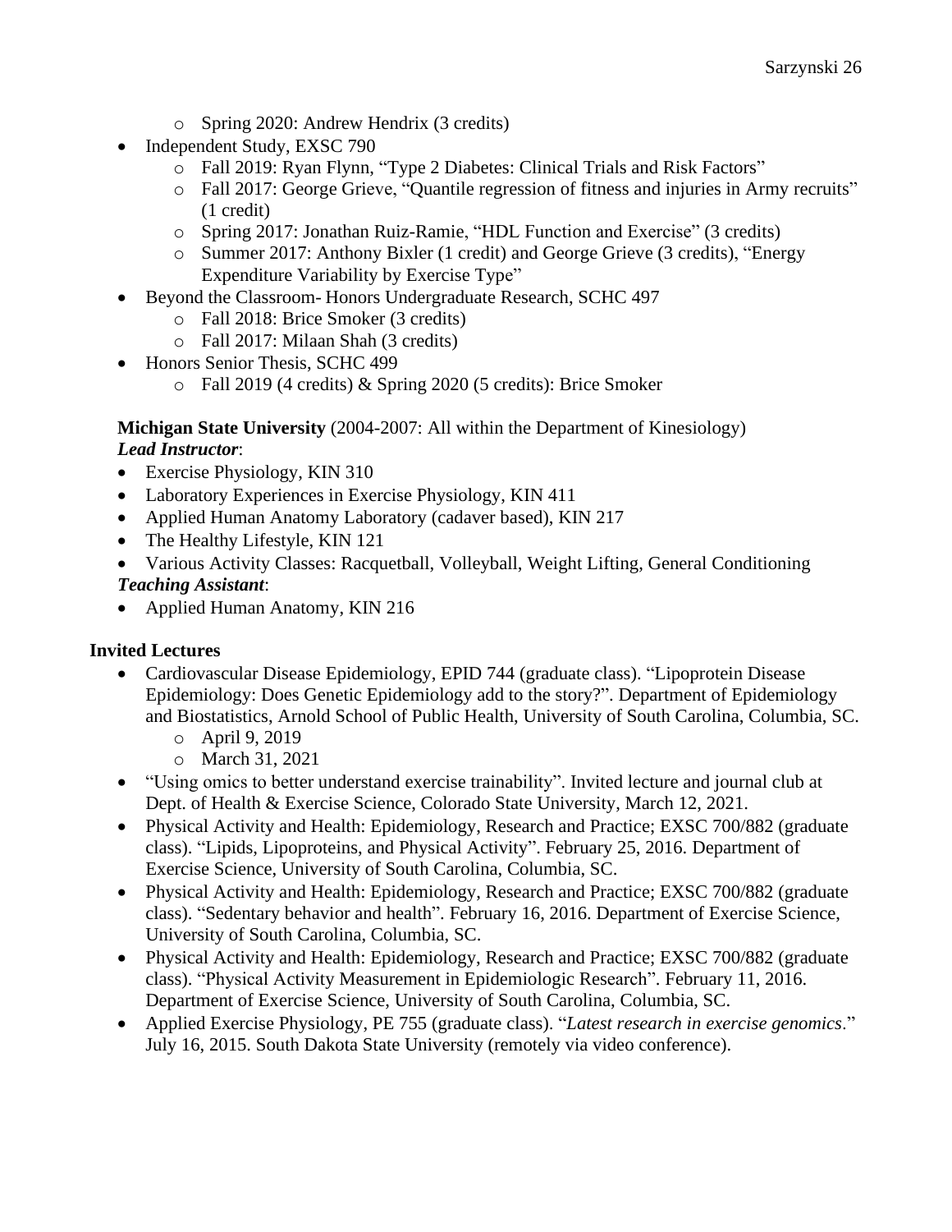- Spring 2020: Andrew Hendrix (3 credits)
- Independent Study, EXSC 790
  - Fall 2019: Ryan Flynn, "Type 2 Diabetes: Clinical Trials and Risk Factors"
  - Fall 2017: George Grieve, "Quantile regression of fitness and injuries in Army recruits" (1 credit)
  - Spring 2017: Jonathan Ruiz-Ramie, "HDL Function and Exercise" (3 credits)
  - Summer 2017: Anthony Bixler (1 credit) and George Grieve (3 credits), "Energy Expenditure Variability by Exercise Type"
- Beyond the Classroom- Honors Undergraduate Research, SCHC 497
  - Fall 2018: Brice Smoker (3 credits)
  - Fall 2017: Milaan Shah (3 credits)
- Honors Senior Thesis, SCHC 499
  - Fall 2019 (4 credits) & Spring 2020 (5 credits): Brice Smoker

**Michigan State University** (2004-2007: All within the Department of Kinesiology)
***Lead Instructor***:

- Exercise Physiology, KIN 310
- Laboratory Experiences in Exercise Physiology, KIN 411
- Applied Human Anatomy Laboratory (cadaver based), KIN 217
- The Healthy Lifestyle, KIN 121
- Various Activity Classes: Racquetball, Volleyball, Weight Lifting, General Conditioning

***Teaching Assistant***:

- Applied Human Anatomy, KIN 216

**Invited Lectures**

- Cardiovascular Disease Epidemiology, EPID 744 (graduate class). "Lipoprotein Disease Epidemiology: Does Genetic Epidemiology add to the story?". Department of Epidemiology and Biostatistics, Arnold School of Public Health, University of South Carolina, Columbia, SC.
  - April 9, 2019
  - March 31, 2021
- "Using omics to better understand exercise trainability". Invited lecture and journal club at Dept. of Health & Exercise Science, Colorado State University, March 12, 2021.
- Physical Activity and Health: Epidemiology, Research and Practice; EXSC 700/882 (graduate class). "Lipids, Lipoproteins, and Physical Activity". February 25, 2016. Department of Exercise Science, University of South Carolina, Columbia, SC.
- Physical Activity and Health: Epidemiology, Research and Practice; EXSC 700/882 (graduate class). "Sedentary behavior and health". February 16, 2016. Department of Exercise Science, University of South Carolina, Columbia, SC.
- Physical Activity and Health: Epidemiology, Research and Practice; EXSC 700/882 (graduate class). "Physical Activity Measurement in Epidemiologic Research". February 11, 2016. Department of Exercise Science, University of South Carolina, Columbia, SC.
- Applied Exercise Physiology, PE 755 (graduate class). "*Latest research in exercise genomics*." July 16, 2015. South Dakota State University (remotely via video conference).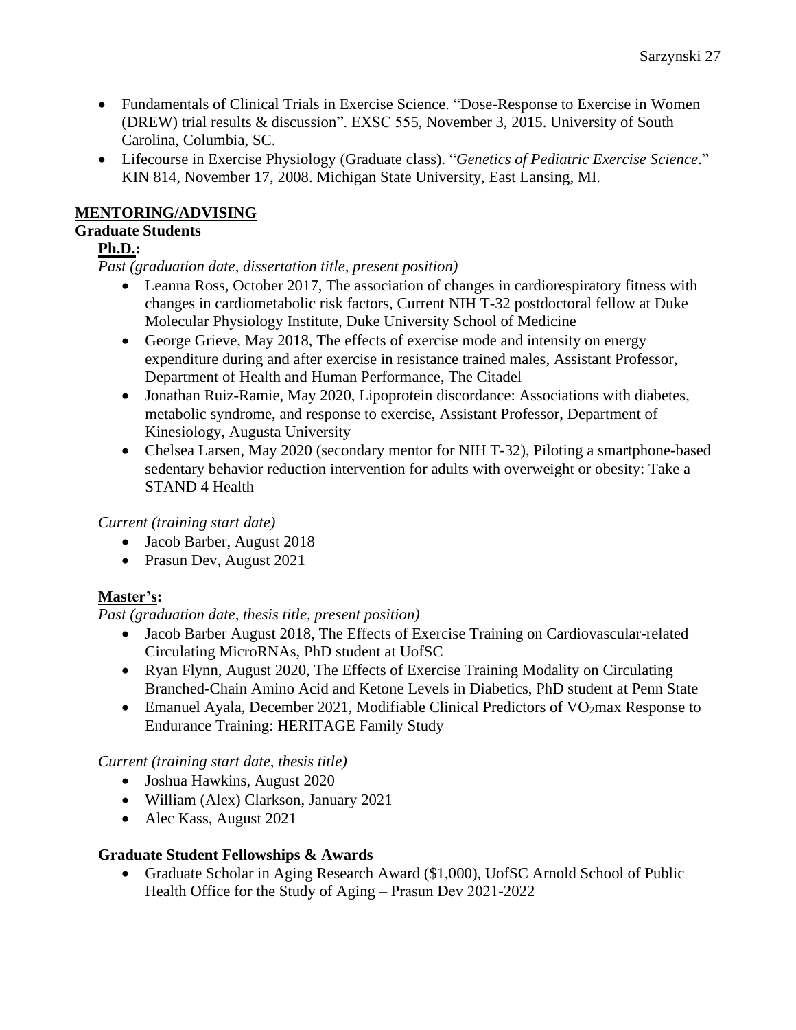- Fundamentals of Clinical Trials in Exercise Science. "Dose-Response to Exercise in Women (DREW) trial results & discussion". EXSC 555, November 3, 2015. University of South Carolina, Columbia, SC.
- Lifecourse in Exercise Physiology (Graduate class). "*Genetics of Pediatric Exercise Science*." KIN 814, November 17, 2008. Michigan State University, East Lansing, MI.

## MENTORING/ADVISING

### Graduate Students

#### Ph.D.:

*Past (graduation date, dissertation title, present position)*

- Leanna Ross, October 2017, The association of changes in cardiorespiratory fitness with changes in cardiometabolic risk factors, Current NIH T-32 postdoctoral fellow at Duke Molecular Physiology Institute, Duke University School of Medicine
- George Grieve, May 2018, The effects of exercise mode and intensity on energy expenditure during and after exercise in resistance trained males, Assistant Professor, Department of Health and Human Performance, The Citadel
- Jonathan Ruiz-Ramie, May 2020, Lipoprotein discordance: Associations with diabetes, metabolic syndrome, and response to exercise, Assistant Professor, Department of Kinesiology, Augusta University
- Chelsea Larsen, May 2020 (secondary mentor for NIH T-32), Piloting a smartphone-based sedentary behavior reduction intervention for adults with overweight or obesity: Take a STAND 4 Health

*Current (training start date)*

- Jacob Barber, August 2018
- Prasun Dev, August 2021

#### Master's:

*Past (graduation date, thesis title, present position)*

- Jacob Barber August 2018, The Effects of Exercise Training on Cardiovascular-related Circulating MicroRNAs, PhD student at UofSC
- Ryan Flynn, August 2020, The Effects of Exercise Training Modality on Circulating Branched-Chain Amino Acid and Ketone Levels in Diabetics, PhD student at Penn State
- Emanuel Ayala, December 2021, Modifiable Clinical Predictors of $VO_2$max Response to Endurance Training: HERITAGE Family Study

*Current (training start date, thesis title)*

- Joshua Hawkins, August 2020
- William (Alex) Clarkson, January 2021
- Alec Kass, August 2021

### Graduate Student Fellowships & Awards

- Graduate Scholar in Aging Research Award ($1,000), UofSC Arnold School of Public Health Office for the Study of Aging – Prasun Dev 2021-2022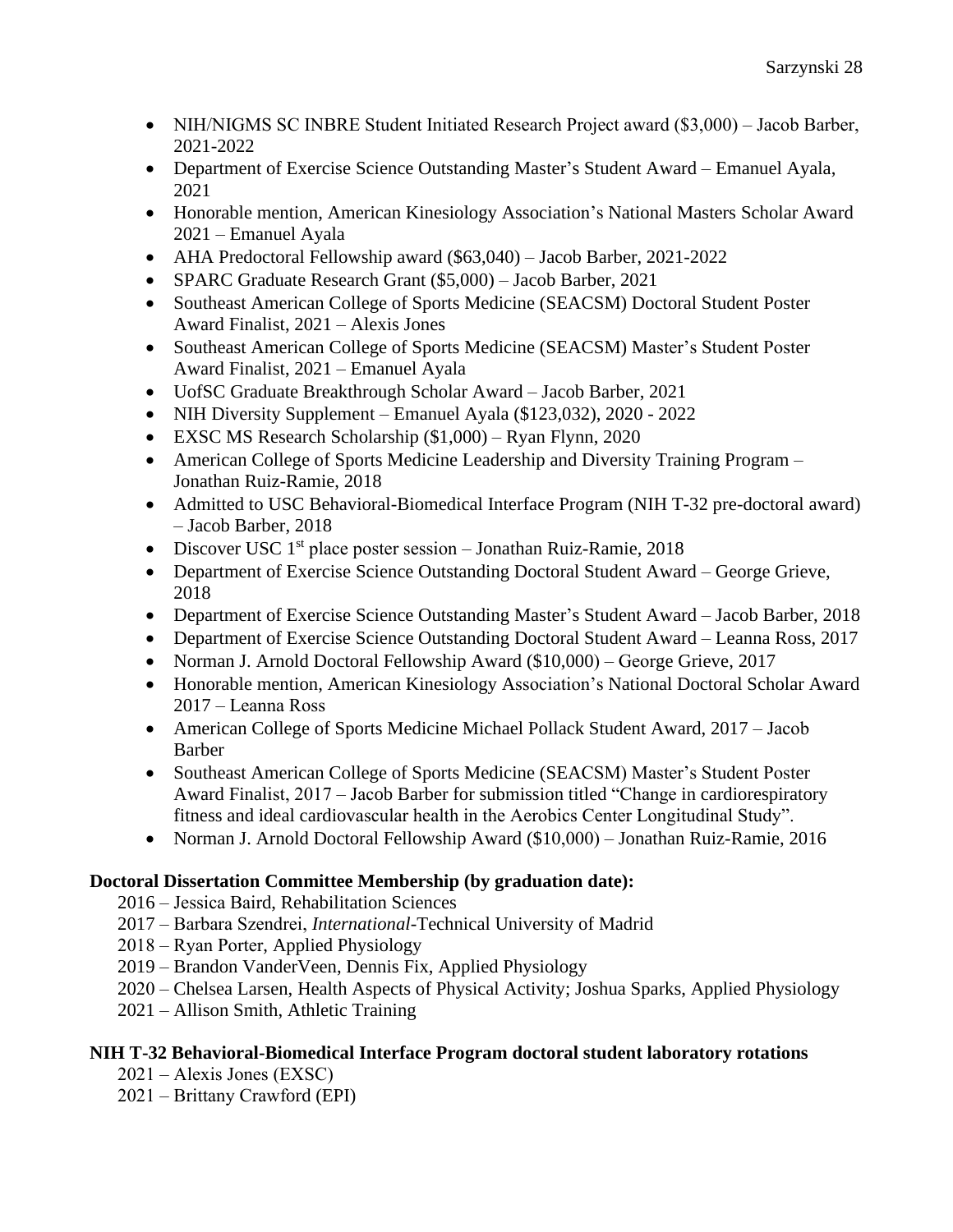- NIH/NIGMS SC INBRE Student Initiated Research Project award ($3,000) – Jacob Barber, 2021-2022
- Department of Exercise Science Outstanding Master's Student Award – Emanuel Ayala, 2021
- Honorable mention, American Kinesiology Association's National Masters Scholar Award 2021 – Emanuel Ayala
- AHA Predoctoral Fellowship award ($63,040) – Jacob Barber, 2021-2022
- SPARC Graduate Research Grant ($5,000) – Jacob Barber, 2021
- Southeast American College of Sports Medicine (SEACSM) Doctoral Student Poster Award Finalist, 2021 – Alexis Jones
- Southeast American College of Sports Medicine (SEACSM) Master's Student Poster Award Finalist, 2021 – Emanuel Ayala
- UofSC Graduate Breakthrough Scholar Award – Jacob Barber, 2021
- NIH Diversity Supplement – Emanuel Ayala ($123,032), 2020 - 2022
- EXSC MS Research Scholarship ($1,000) – Ryan Flynn, 2020
- American College of Sports Medicine Leadership and Diversity Training Program – Jonathan Ruiz-Ramie, 2018
- Admitted to USC Behavioral-Biomedical Interface Program (NIH T-32 pre-doctoral award) – Jacob Barber, 2018
- Discover USC 1st place poster session – Jonathan Ruiz-Ramie, 2018
- Department of Exercise Science Outstanding Doctoral Student Award – George Grieve, 2018
- Department of Exercise Science Outstanding Master's Student Award – Jacob Barber, 2018
- Department of Exercise Science Outstanding Doctoral Student Award – Leanna Ross, 2017
- Norman J. Arnold Doctoral Fellowship Award ($10,000) – George Grieve, 2017
- Honorable mention, American Kinesiology Association's National Doctoral Scholar Award 2017 – Leanna Ross
- American College of Sports Medicine Michael Pollack Student Award, 2017 – Jacob Barber
- Southeast American College of Sports Medicine (SEACSM) Master's Student Poster Award Finalist, 2017 – Jacob Barber for submission titled "Change in cardiorespiratory fitness and ideal cardiovascular health in the Aerobics Center Longitudinal Study".
- Norman J. Arnold Doctoral Fellowship Award ($10,000) – Jonathan Ruiz-Ramie, 2016

**Doctoral Dissertation Committee Membership (by graduation date):**

2016 – Jessica Baird, Rehabilitation Sciences
2017 – Barbara Szendrei, *International*-Technical University of Madrid
2018 – Ryan Porter, Applied Physiology
2019 – Brandon VanderVeen, Dennis Fix, Applied Physiology
2020 – Chelsea Larsen, Health Aspects of Physical Activity; Joshua Sparks, Applied Physiology
2021 – Allison Smith, Athletic Training

**NIH T-32 Behavioral-Biomedical Interface Program doctoral student laboratory rotations**

2021 – Alexis Jones (EXSC)
2021 – Brittany Crawford (EPI)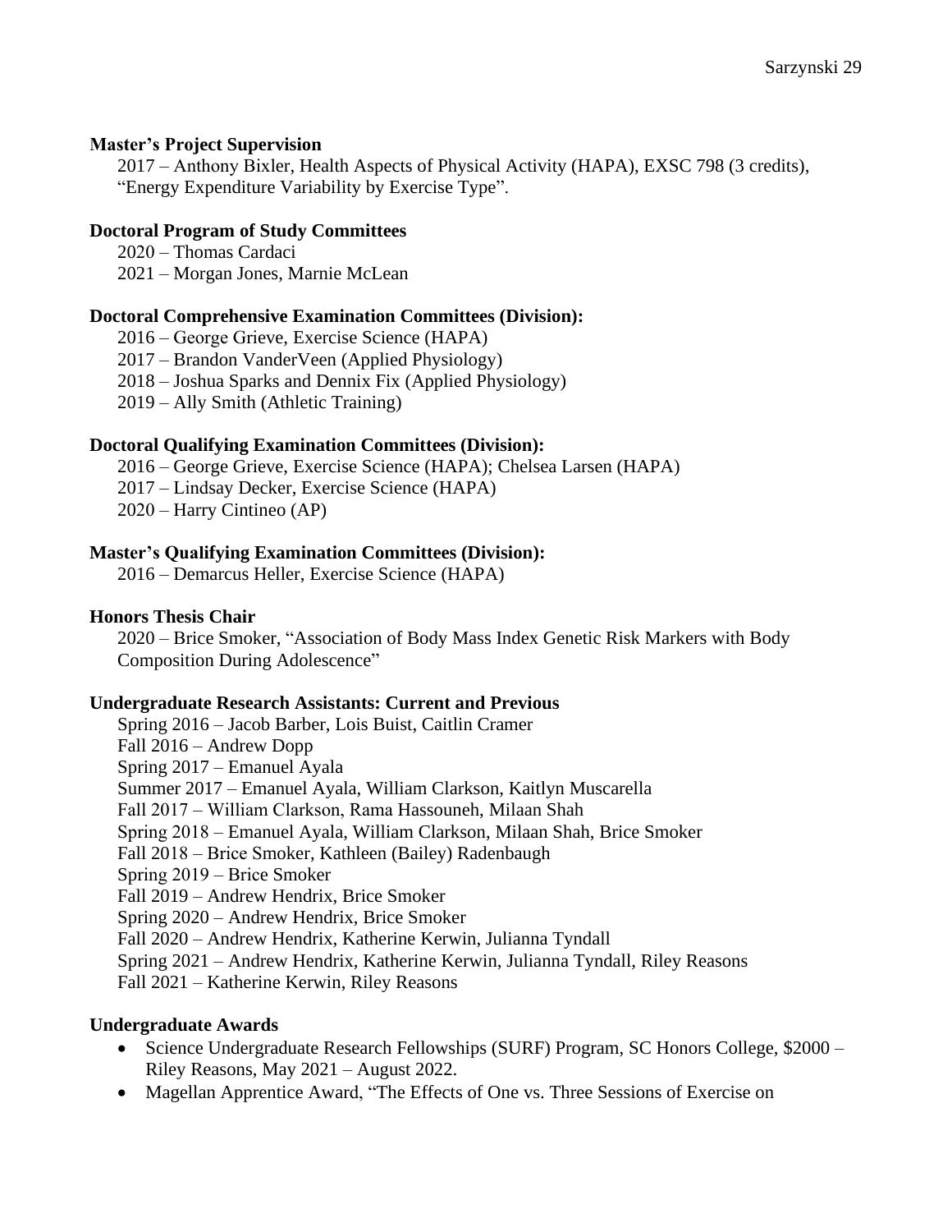**Master's Project Supervision**

2017 – Anthony Bixler, Health Aspects of Physical Activity (HAPA), EXSC 798 (3 credits), "Energy Expenditure Variability by Exercise Type".

**Doctoral Program of Study Committees**

2020 – Thomas Cardaci

2021 – Morgan Jones, Marnie McLean

**Doctoral Comprehensive Examination Committees (Division):**

2016 – George Grieve, Exercise Science (HAPA)

2017 – Brandon VanderVeen (Applied Physiology)

2018 – Joshua Sparks and Dennix Fix (Applied Physiology)

2019 – Ally Smith (Athletic Training)

**Doctoral Qualifying Examination Committees (Division):**

2016 – George Grieve, Exercise Science (HAPA); Chelsea Larsen (HAPA)

2017 – Lindsay Decker, Exercise Science (HAPA)

2020 – Harry Cintineo (AP)

**Master's Qualifying Examination Committees (Division):**

2016 – Demarcus Heller, Exercise Science (HAPA)

**Honors Thesis Chair**

2020 – Brice Smoker, "Association of Body Mass Index Genetic Risk Markers with Body Composition During Adolescence"

**Undergraduate Research Assistants: Current and Previous**

Spring 2016 – Jacob Barber, Lois Buist, Caitlin Cramer

Fall 2016 – Andrew Dopp

Spring 2017 – Emanuel Ayala

Summer 2017 – Emanuel Ayala, William Clarkson, Kaitlyn Muscarella

Fall 2017 – William Clarkson, Rama Hassouneh, Milaan Shah

Spring 2018 – Emanuel Ayala, William Clarkson, Milaan Shah, Brice Smoker

Fall 2018 – Brice Smoker, Kathleen (Bailey) Radenbaugh

Spring 2019 – Brice Smoker

Fall 2019 – Andrew Hendrix, Brice Smoker

Spring 2020 – Andrew Hendrix, Brice Smoker

Fall 2020 – Andrew Hendrix, Katherine Kerwin, Julianna Tyndall

Spring 2021 – Andrew Hendrix, Katherine Kerwin, Julianna Tyndall, Riley Reasons

Fall 2021 – Katherine Kerwin, Riley Reasons

**Undergraduate Awards**

- Science Undergraduate Research Fellowships (SURF) Program, SC Honors College, $2000 – Riley Reasons, May 2021 – August 2022.
- Magellan Apprentice Award, "The Effects of One vs. Three Sessions of Exercise on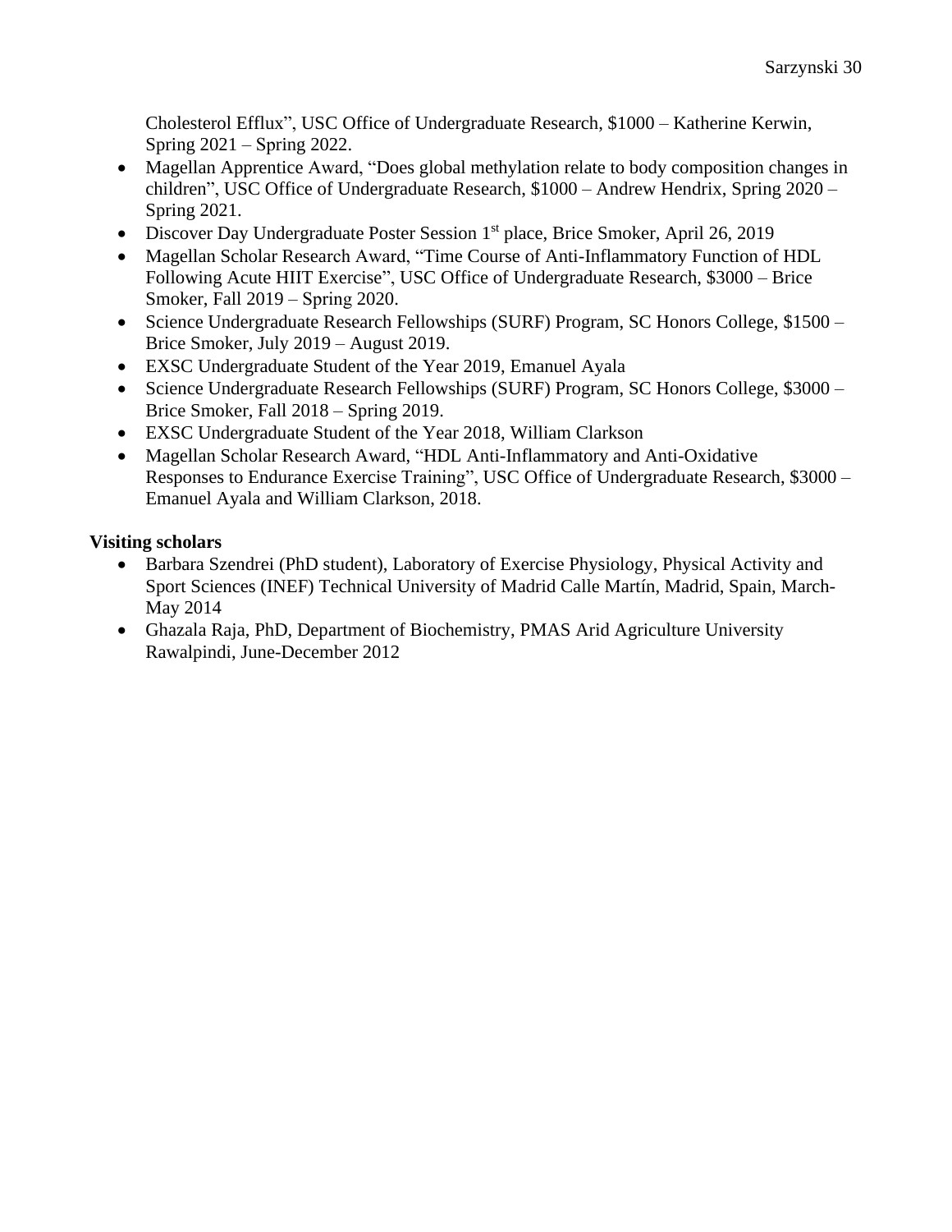Cholesterol Efflux", USC Office of Undergraduate Research, $1000 – Katherine Kerwin, Spring 2021 – Spring 2022.

- Magellan Apprentice Award, "Does global methylation relate to body composition changes in children", USC Office of Undergraduate Research, $1000 – Andrew Hendrix, Spring 2020 – Spring 2021.
- Discover Day Undergraduate Poster Session 1st place, Brice Smoker, April 26, 2019
- Magellan Scholar Research Award, "Time Course of Anti-Inflammatory Function of HDL Following Acute HIIT Exercise", USC Office of Undergraduate Research, $3000 – Brice Smoker, Fall 2019 – Spring 2020.
- Science Undergraduate Research Fellowships (SURF) Program, SC Honors College, $1500 – Brice Smoker, July 2019 – August 2019.
- EXSC Undergraduate Student of the Year 2019, Emanuel Ayala
- Science Undergraduate Research Fellowships (SURF) Program, SC Honors College, $3000 – Brice Smoker, Fall 2018 – Spring 2019.
- EXSC Undergraduate Student of the Year 2018, William Clarkson
- Magellan Scholar Research Award, "HDL Anti-Inflammatory and Anti-Oxidative Responses to Endurance Exercise Training", USC Office of Undergraduate Research, $3000 – Emanuel Ayala and William Clarkson, 2018.

**Visiting scholars**

- Barbara Szendrei (PhD student), Laboratory of Exercise Physiology, Physical Activity and Sport Sciences (INEF) Technical University of Madrid Calle Martín, Madrid, Spain, March-May 2014
- Ghazala Raja, PhD, Department of Biochemistry, PMAS Arid Agriculture University Rawalpindi, June-December 2012